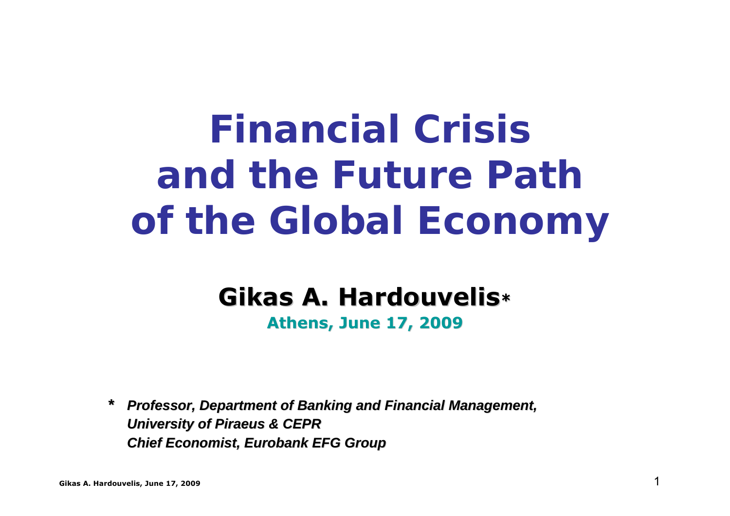# Financial Crisis and the Future Path of the Global Economy

**Gikas A. Hardouvelis***

**Athens, June 17, 2009**

**\*** ***Professor, Department of Banking and Financial Management, University of Piraeus & CEPR***
***Chief Economist, Eurobank EFG Group***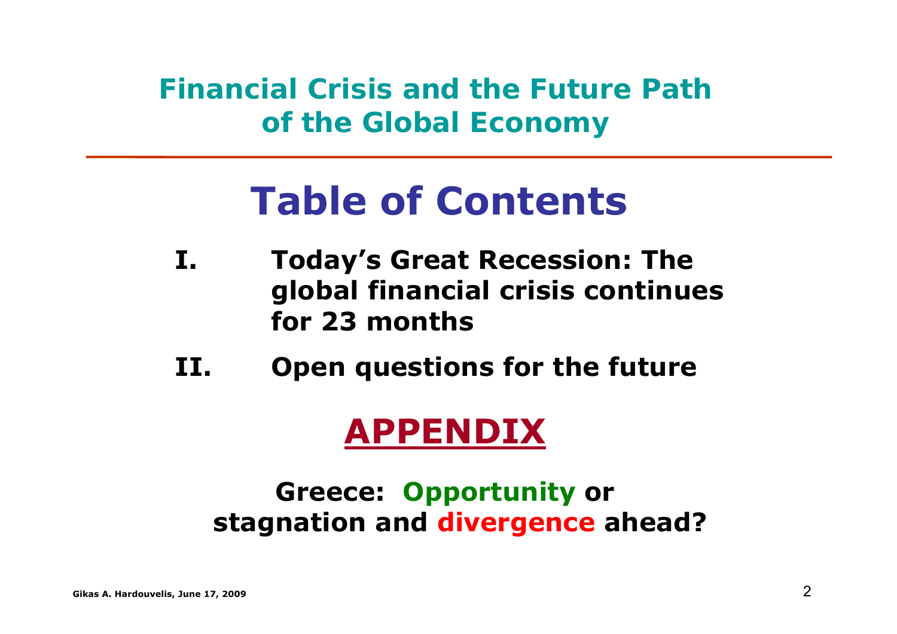## Financial Crisis and the Future Path of the Global Economy

# Table of Contents

- **I.** **Today's Great Recession: The global financial crisis continues for 23 months**
- **II.** **Open questions for the future**

## APPENDIX

**Greece: Opportunity or stagnation and divergence ahead?**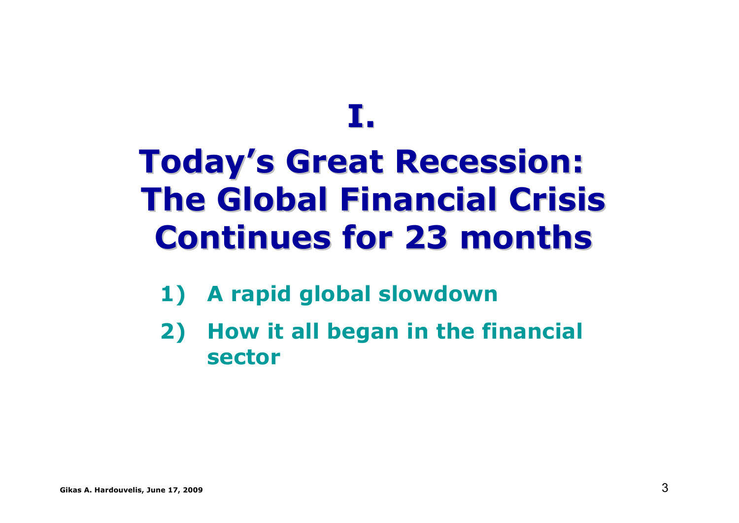# I.

# Today's Great Recession: The Global Financial Crisis Continues for 23 months

1) **A rapid global slowdown**
2) **How it all began in the financial sector**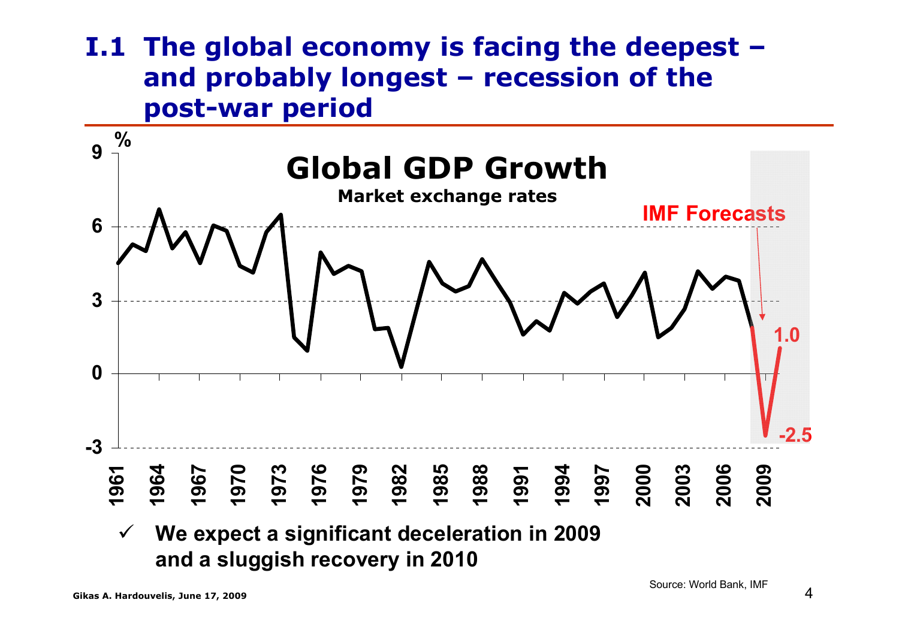# I.1 The global economy is facing the deepest – and probably longest – recession of the post-war period

**Global GDP Growth**

**Market exchange rates**

%

9

6

3

0

-3

**IMF Forecasts**

1.0

-2.5

1961 1964 1967 1970 1973 1976 1979 1982 1985 1988 1991 1994 1997 2000 2003 2006 2009

- ✓ **We expect a significant deceleration in 2009 and a sluggish recovery in 2010**

Source: World Bank, IMF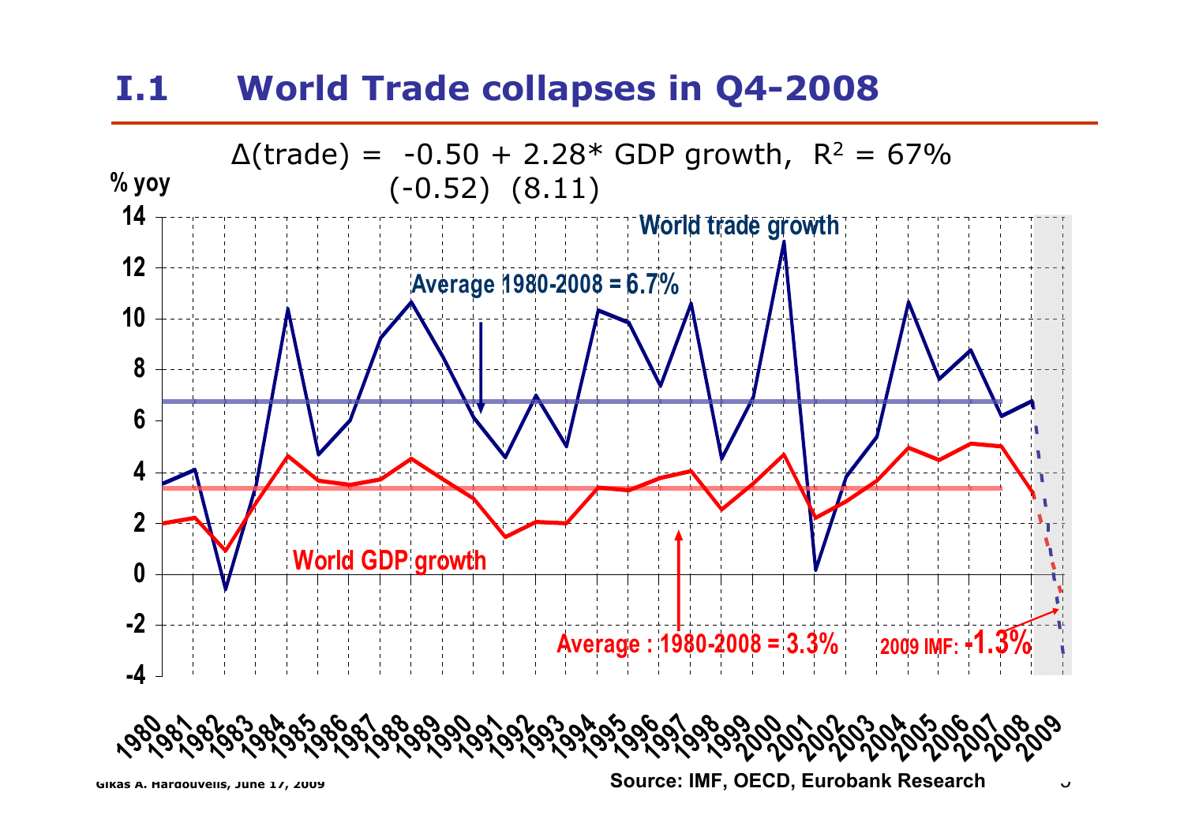# I.1 World Trade collapses in Q4-2008

$$\Delta(\text{trade}) = -0.50 + 2.28 * \text{GDP growth}, \quad R^2 = 67\%$$

(-0.52) (8.11)

% yoy

World trade growth

Average 1980-2008 = 6.7%

World GDP growth

Average : 1980-2008 = 3.3%

2009 IMF: -1.3%

Source: IMF, OECD, Eurobank Research

Gikas A. Hardouvelis, June 17, 2009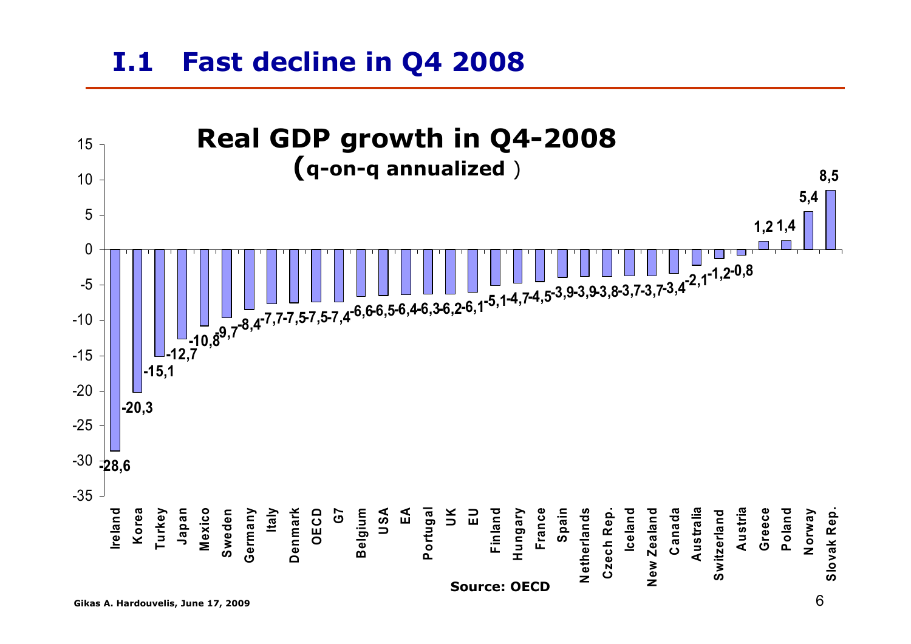# I.1 Fast decline in Q4 2008

**Real GDP growth in Q4-2008 (q-on-q annualized)**

| Country | Real GDP growth |
|---|---|
| Ireland | -28,6 |
| Korea | -20,3 |
| Turkey | -15,1 |
| Japan | -12,7 |
| Mexico | -10,8 |
| Sweden | -9,7 |
| Germany | -8,4 |
| Italy | -7,7 |
| Denmark | -7,5 |
| OECD | -7,5 |
| G7 | -7,4 |
| Belgium | -6,6 |
| USA | -6,5 |
| EA | -6,4 |
| Portugal | -6,3 |
| UK | -6,2 |
| EU | -6,1 |
| Finland | -5,1 |
| Hungary | -4,7 |
| France | -4,5 |
| Spain | -3,9 |
| Netherlands | -3,9 |
| Czech Rep. | -3,8 |
| Iceland | -3,7 |
| New Zealand | -3,7 |
| Canada | -3,4 |
| Australia | -2,1 |
| Switzerland | -1,2 |
| Austria | -0,8 |
| Greece | 1,2 |
| Poland | 1,4 |
| Norway | 5,4 |
| Slovak Rep. | 8,5 |

**Source: OECD**

**Gikas A. Hardouvelis, June 17, 2009**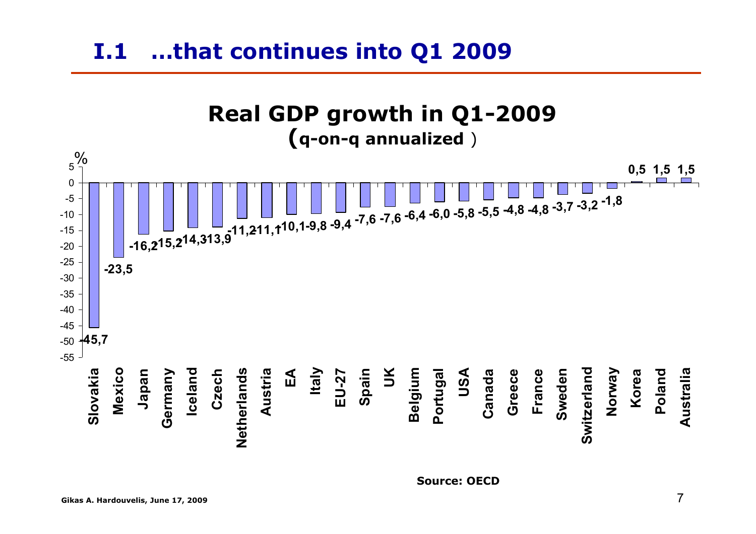# I.1 …that continues into Q1 2009

## Real GDP growth in Q1-2009
**(q-on-q annualized)**

| Country | % |
|---|---|
| Slovakia | -45,7 |
| Mexico | -23,5 |
| Japan | -16,2 |
| Germany | -15,2 |
| Iceland | -14,3 |
| Czech | -13,9 |
| Netherlands | -11,2 |
| Austria | -11,1 |
| EA | -10,1 |
| Italy | -9,8 |
| EU-27 | -9,4 |
| Spain | -7,6 |
| UK | -7,6 |
| Belgium | -6,4 |
| Portugal | -6,0 |
| USA | -5,8 |
| Canada | -5,5 |
| Greece | -4,8 |
| France | -4,8 |
| Sweden | -3,7 |
| Switzerland | -3,2 |
| Norway | -1,8 |
| Korea | 0,5 |
| Poland | 1,5 |
| Australia | 1,5 |

**Source: OECD**

**Gikas A. Hardouvelis, June 17, 2009**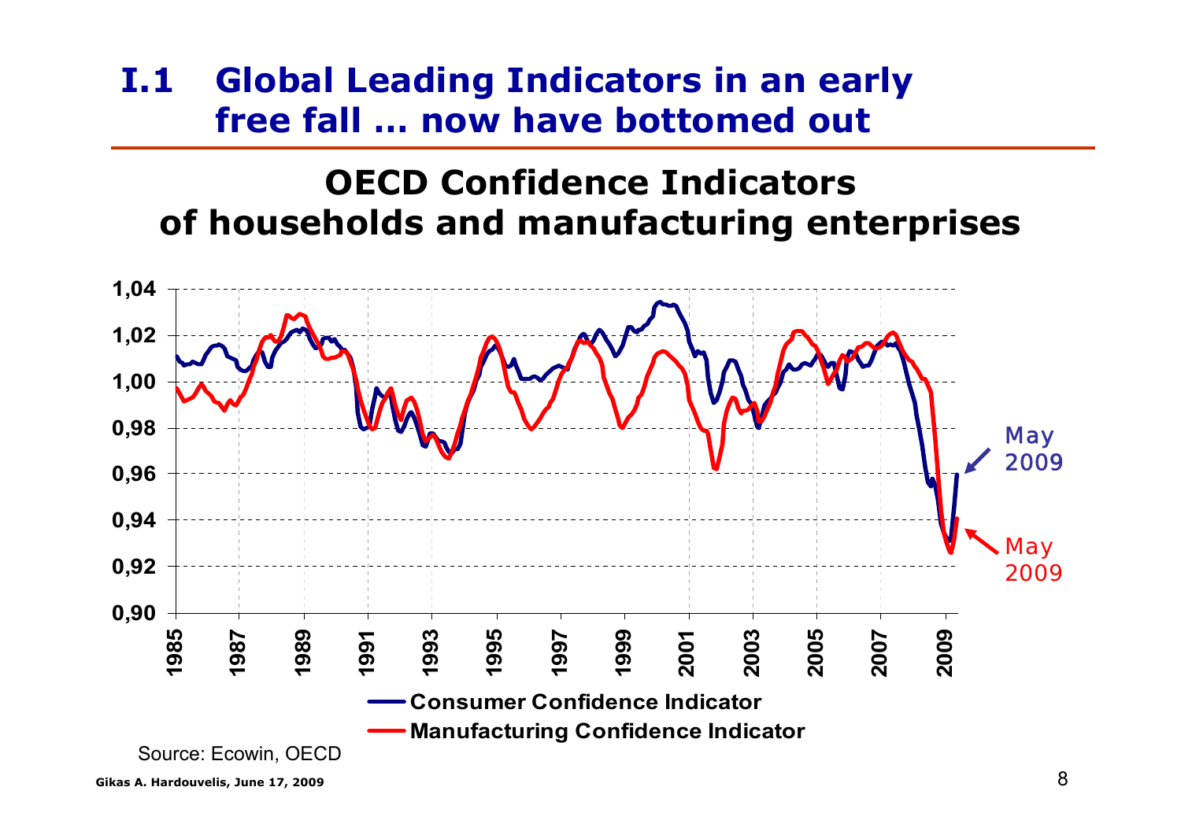# I.1 Global Leading Indicators in an early free fall … now have bottomed out

## OECD Confidence Indicators of households and manufacturing enterprises

Source: Ecowin, OECD

Gikas A. Hardouvelis, June 17, 2009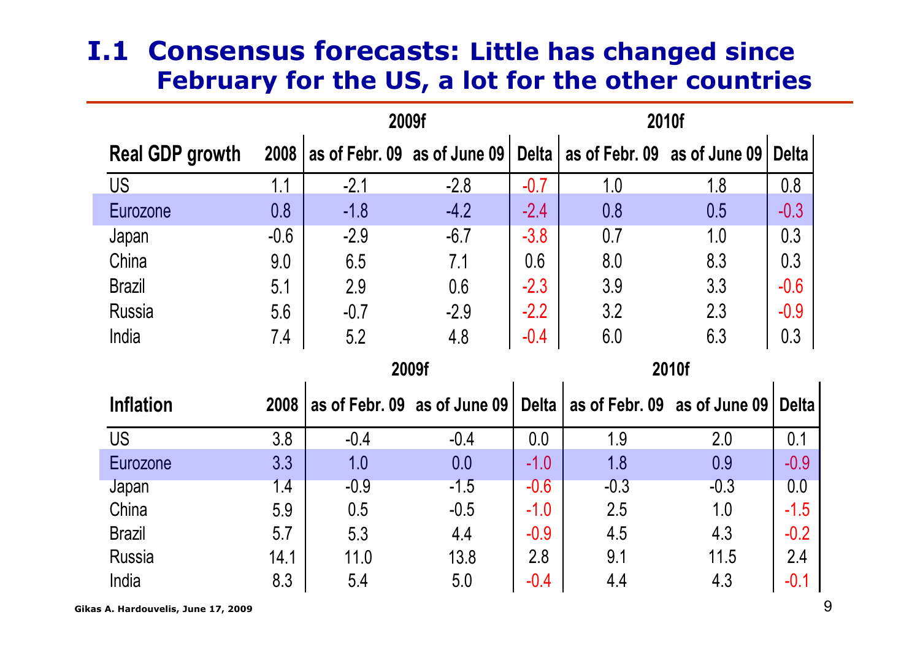## I.1 Consensus forecasts: Little has changed since February for the US, a lot for the other countries

| Real GDP growth | 2008 | 2009f as of Febr. 09 | 2009f as of June 09 | 2009f Delta | 2010f as of Febr. 09 | 2010f as of June 09 | 2010f Delta |
|---|---|---|---|---|---|---|---|
| US | 1.1 | -2.1 | -2.8 | -0.7 | 1.0 | 1.8 | 0.8 |
| Eurozone | 0.8 | -1.8 | -4.2 | -2.4 | 0.8 | 0.5 | -0.3 |
| Japan | -0.6 | -2.9 | -6.7 | -3.8 | 0.7 | 1.0 | 0.3 |
| China | 9.0 | 6.5 | 7.1 | 0.6 | 8.0 | 8.3 | 0.3 |
| Brazil | 5.1 | 2.9 | 0.6 | -2.3 | 3.9 | 3.3 | -0.6 |
| Russia | 5.6 | -0.7 | -2.9 | -2.2 | 3.2 | 2.3 | -0.9 |
| India | 7.4 | 5.2 | 4.8 | -0.4 | 6.0 | 6.3 | 0.3 |

| Inflation | 2008 | 2009f as of Febr. 09 | 2009f as of June 09 | 2009f Delta | 2010f as of Febr. 09 | 2010f as of June 09 | 2010f Delta |
|---|---|---|---|---|---|---|---|
| US | 3.8 | -0.4 | -0.4 | 0.0 | 1.9 | 2.0 | 0.1 |
| Eurozone | 3.3 | 1.0 | 0.0 | -1.0 | 1.8 | 0.9 | -0.9 |
| Japan | 1.4 | -0.9 | -1.5 | -0.6 | -0.3 | -0.3 | 0.0 |
| China | 5.9 | 0.5 | -0.5 | -1.0 | 2.5 | 1.0 | -1.5 |
| Brazil | 5.7 | 5.3 | 4.4 | -0.9 | 4.5 | 4.3 | -0.2 |
| Russia | 14.1 | 11.0 | 13.8 | 2.8 | 9.1 | 11.5 | 2.4 |
| India | 8.3 | 5.4 | 5.0 | -0.4 | 4.4 | 4.3 | -0.1 |

Gikas A. Hardouvelis, June 17, 2009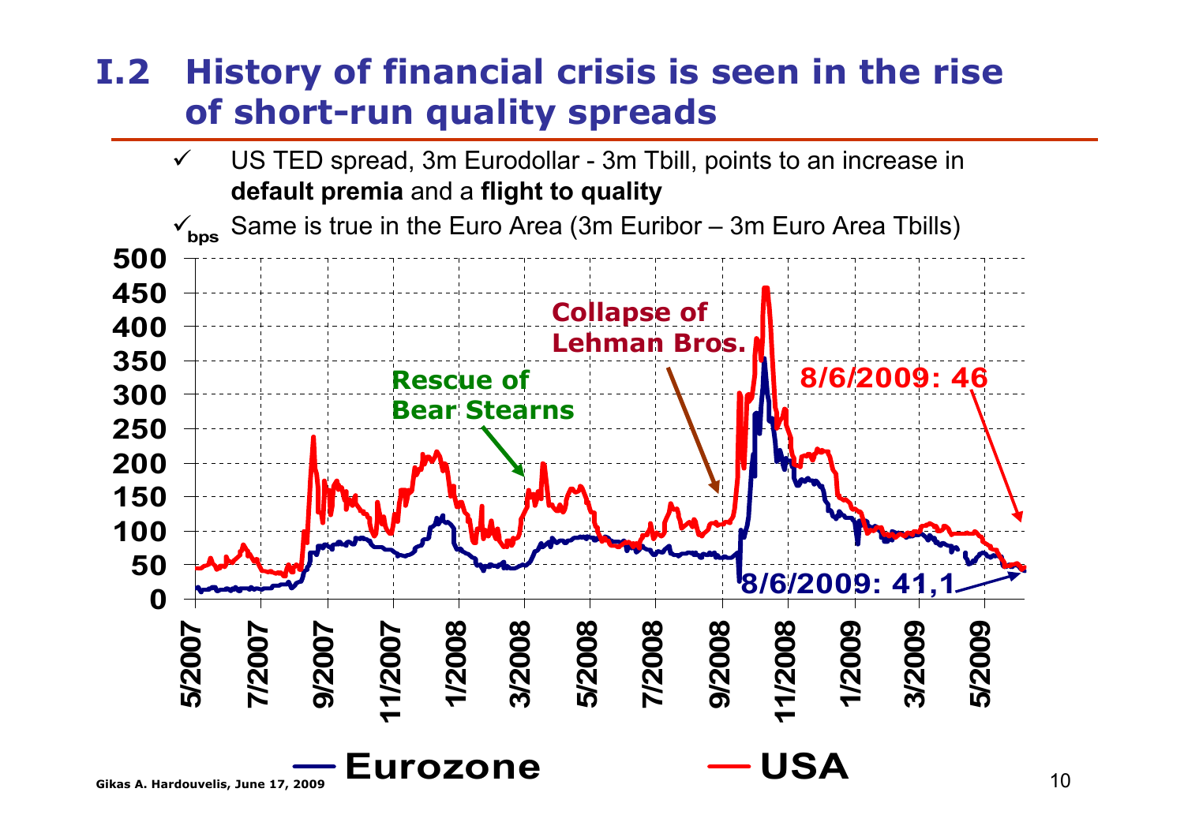# I.2 History of financial crisis is seen in the rise of short-run quality spreads

- ✓ US TED spread, 3m Eurodollar - 3m Tbill, points to an increase in **default premia** and a **flight to quality**
- ✓ Same is true in the Euro Area (3m Euribor – 3m Euro Area Tbills)

bps

500
450
400
350
300
250
200
150
100
50
0

5/2007 7/2007 9/2007 11/2007 1/2008 3/2008 5/2008 7/2008 9/2008 11/2008 1/2009 3/2009 5/2009

Rescue of Bear Stearns

Collapse of Lehman Bros.

8/6/2009: 46

8/6/2009: 41,1

Eurozone    USA

Gikas A. Hardouvelis, June 17, 2009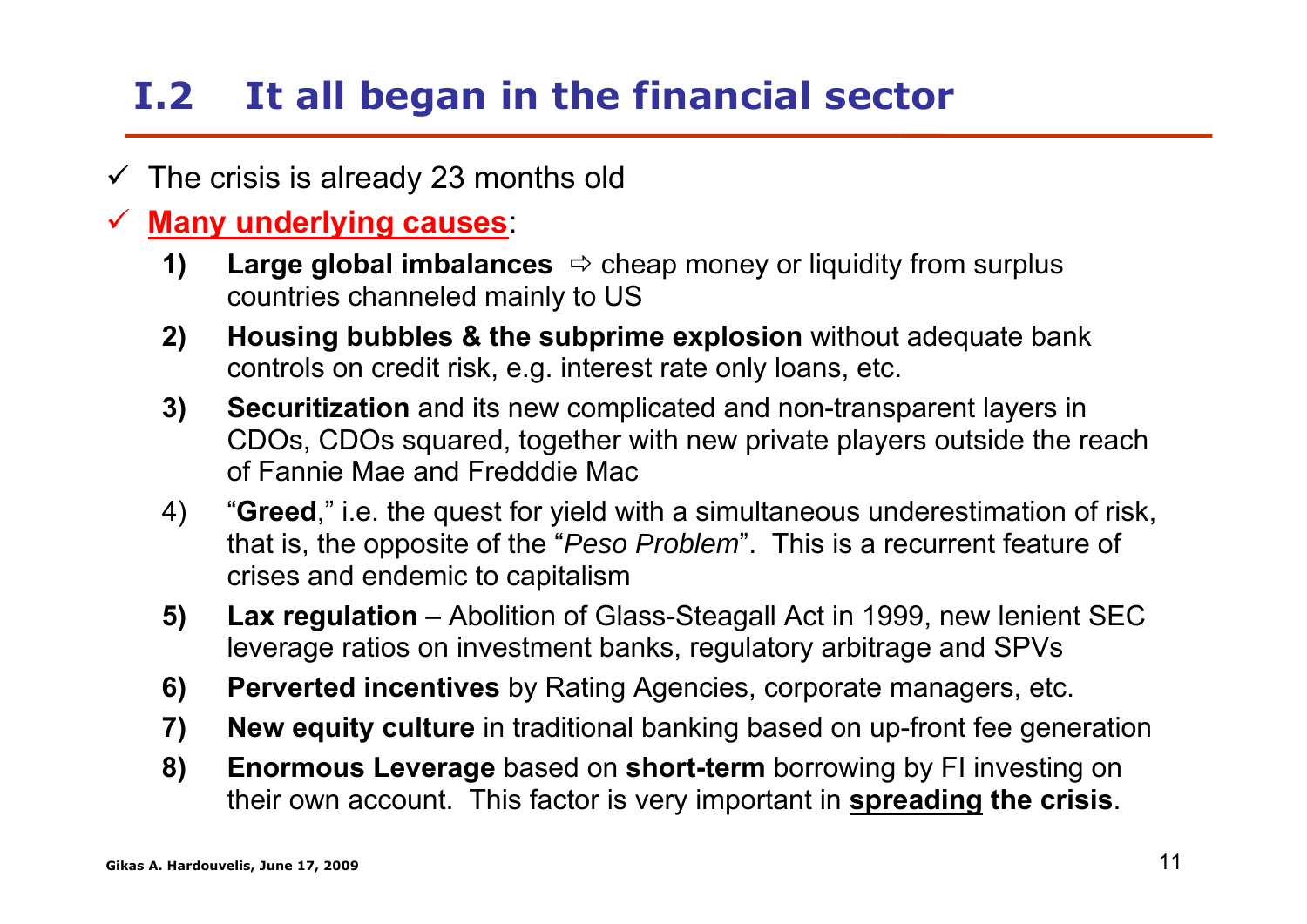## I.2 It all began in the financial sector

- ✓ The crisis is already 23 months old
- ✓ **Many underlying causes**:
  1) **Large global imbalances** ⇨ cheap money or liquidity from surplus countries channeled mainly to US
  2) **Housing bubbles & the subprime explosion** without adequate bank controls on credit risk, e.g. interest rate only loans, etc.
  3) **Securitization** and its new complicated and non-transparent layers in CDOs, CDOs squared, together with new private players outside the reach of Fannie Mae and Fredddie Mac
  4) "**Greed**," i.e. the quest for yield with a simultaneous underestimation of risk, that is, the opposite of the "*Peso Problem*". This is a recurrent feature of crises and endemic to capitalism
  5) **Lax regulation** – Abolition of Glass-Steagall Act in 1999, new lenient SEC leverage ratios on investment banks, regulatory arbitrage and SPVs
  6) **Perverted incentives** by Rating Agencies, corporate managers, etc.
  7) **New equity culture** in traditional banking based on up-front fee generation
  8) **Enormous Leverage** based on **short-term** borrowing by FI investing on their own account. This factor is very important in **spreading the crisis**.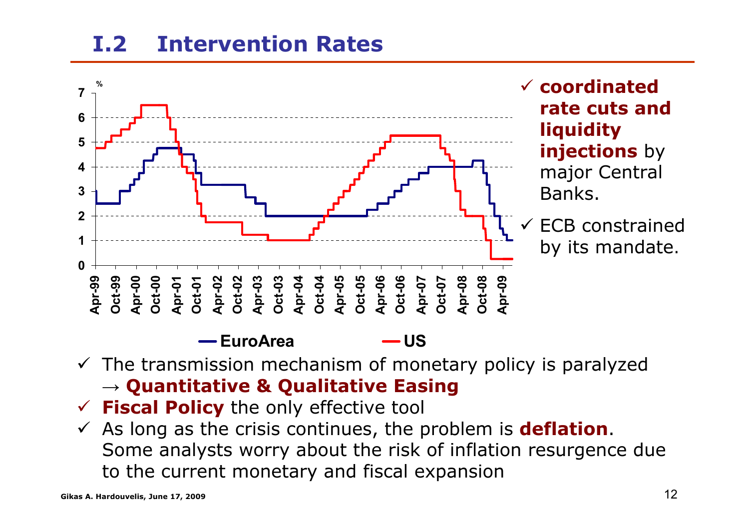## I.2 Intervention Rates

- **coordinated rate cuts and liquidity injections** by major Central Banks.
- ECB constrained by its mandate.

- The transmission mechanism of monetary policy is paralyzed → **Quantitative & Qualitative Easing**
- **Fiscal Policy** the only effective tool
- As long as the crisis continues, the problem is **deflation**. Some analysts worry about the risk of inflation resurgence due to the current monetary and fiscal expansion

Gikas A. Hardouvelis, June 17, 2009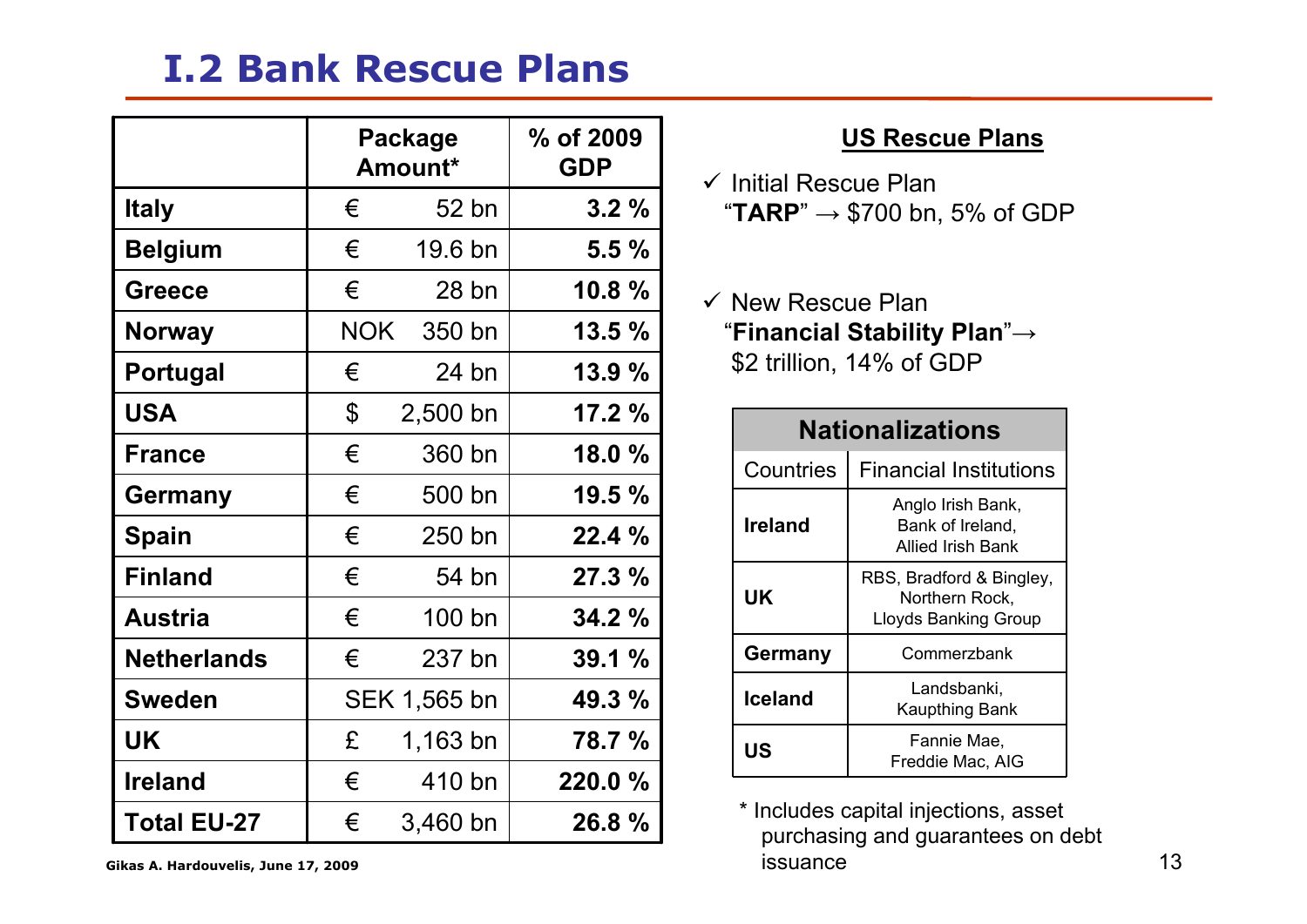# I.2 Bank Rescue Plans

| | Package Amount* | % of 2009 GDP |
|---|---|---|
| **Italy** | € 52 bn | **3.2 %** |
| **Belgium** | € 19.6 bn | **5.5 %** |
| **Greece** | € 28 bn | **10.8 %** |
| **Norway** | NOK 350 bn | **13.5 %** |
| **Portugal** | € 24 bn | **13.9 %** |
| **USA** | $ 2,500 bn | **17.2 %** |
| **France** | € 360 bn | **18.0 %** |
| **Germany** | € 500 bn | **19.5 %** |
| **Spain** | € 250 bn | **22.4 %** |
| **Finland** | € 54 bn | **27.3 %** |
| **Austria** | € 100 bn | **34.2 %** |
| **Netherlands** | € 237 bn | **39.1 %** |
| **Sweden** | SEK 1,565 bn | **49.3 %** |
| **UK** | £ 1,163 bn | **78.7 %** |
| **Ireland** | € 410 bn | **220.0 %** |
| **Total EU-27** | € 3,460 bn | **26.8 %** |

Gikas A. Hardouvelis, June 17, 2009

## US Rescue Plans

- ✓ Initial Rescue Plan
  "**TARP**" → $700 bn, 5% of GDP
- ✓ New Rescue Plan
  "**Financial Stability Plan**"→ $2 trillion, 14% of GDP

| **Nationalizations** | |
|---|---|
| Countries | Financial Institutions |
| **Ireland** | Anglo Irish Bank, Bank of Ireland, Allied Irish Bank |
| **UK** | RBS, Bradford & Bingley, Northern Rock, Lloyds Banking Group |
| **Germany** | Commerzbank |
| **Iceland** | Landsbanki, Kaupthing Bank |
| **US** | Fannie Mae, Freddie Mac, AIG |

\* Includes capital injections, asset purchasing and guarantees on debt issuance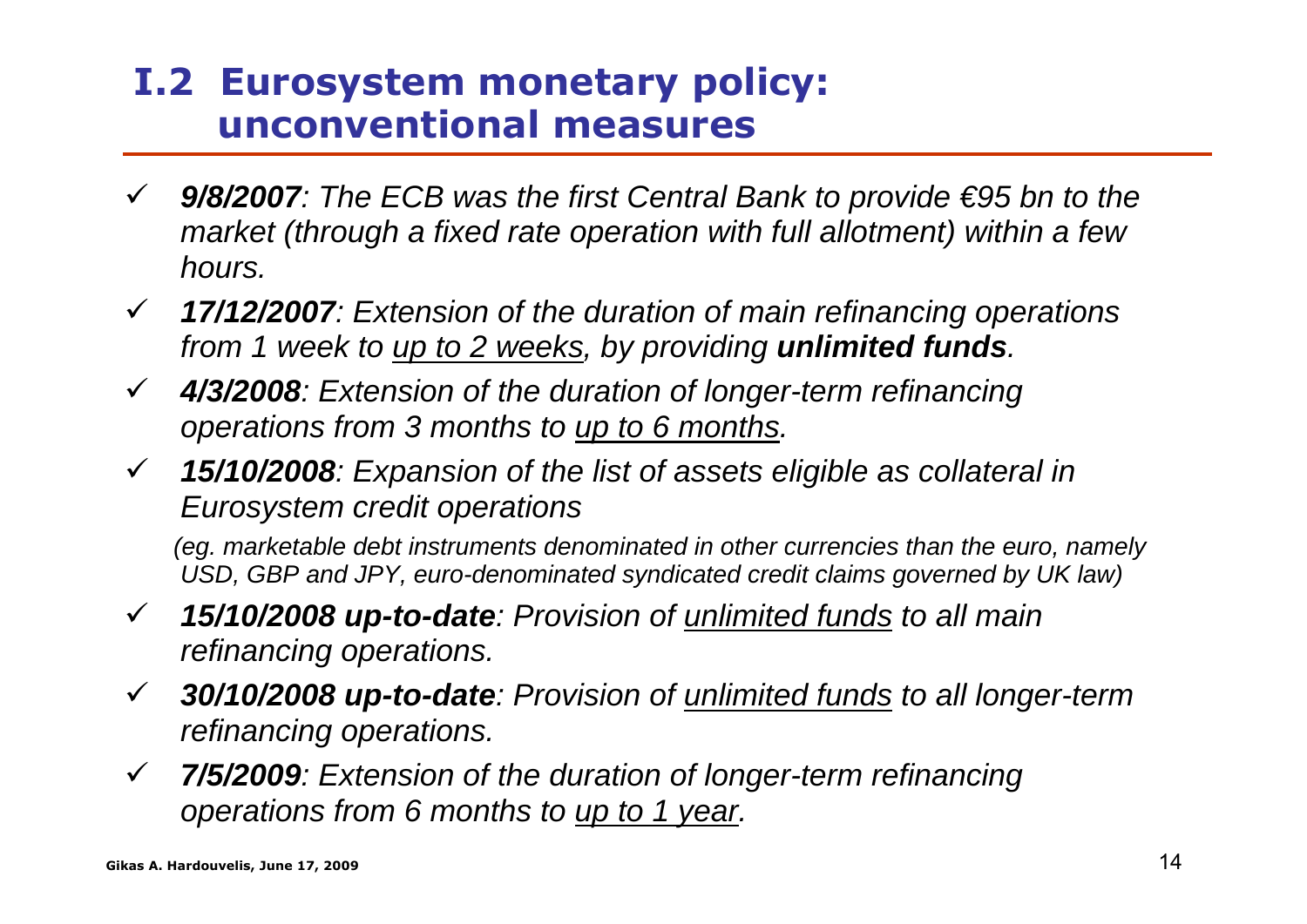## I.2 Eurosystem monetary policy: unconventional measures

- ***9/8/2007****: The ECB was the first Central Bank to provide €95 bn to the market (through a fixed rate operation with full allotment) within a few hours.*
- ***17/12/2007****: Extension of the duration of main refinancing operations from 1 week to <u>up to 2 weeks</u>, by providing* ***unlimited funds****.*
- ***4/3/2008****: Extension of the duration of longer-term refinancing operations from 3 months to <u>up to 6 months</u>.*
- ***15/10/2008****: Expansion of the list of assets eligible as collateral in Eurosystem credit operations*

  *(eg. marketable debt instruments denominated in other currencies than the euro, namely USD, GBP and JPY, euro-denominated syndicated credit claims governed by UK law)*
- ***15/10/2008 up-to-date****: Provision of <u>unlimited funds</u> to all main refinancing operations.*
- ***30/10/2008 up-to-date****: Provision of <u>unlimited funds</u> to all longer-term refinancing operations.*
- ***7/5/2009****: Extension of the duration of longer-term refinancing operations from 6 months to <u>up to 1 year</u>.*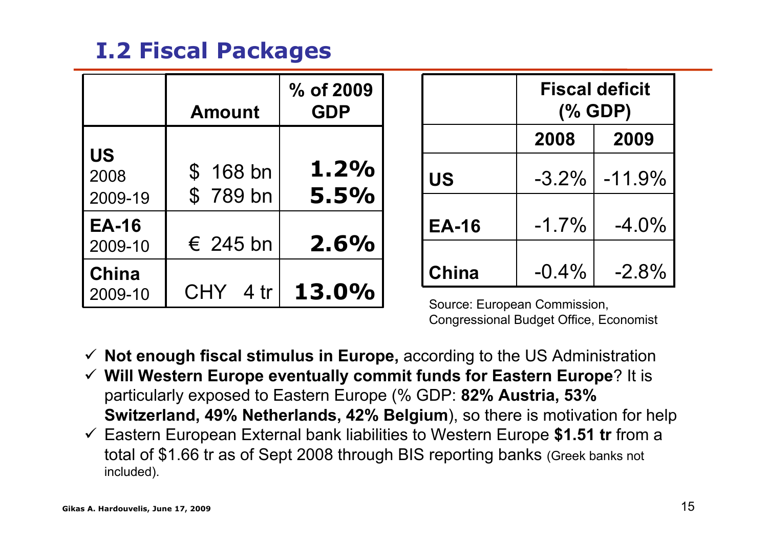## I.2 Fiscal Packages

| | Amount | % of 2009 GDP |
|---|---|---|
| **US** 2008 | $ 168 bn | **1.2%** |
| 2009-19 | $ 789 bn | **5.5%** |
| **EA-16** 2009-10 | € 245 bn | **2.6%** |
| **China** 2009-10 | CHY 4 tr | **13.0%** |

| | Fiscal deficit (% GDP) | |
|---|---|---|
| | **2008** | **2009** |
| **US** | -3.2% | -11.9% |
| **EA-16** | -1.7% | -4.0% |
| **China** | -0.4% | -2.8% |

Source: European Commission, Congressional Budget Office, Economist

- ✓ **Not enough fiscal stimulus in Europe,** according to the US Administration
- ✓ **Will Western Europe eventually commit funds for Eastern Europe**? It is particularly exposed to Eastern Europe (% GDP: **82% Austria, 53% Switzerland, 49% Netherlands, 42% Belgium**), so there is motivation for help
- ✓ Eastern European External bank liabilities to Western Europe **$1.51 tr** from a total of $1.66 tr as of Sept 2008 through BIS reporting banks (Greek banks not included).

Gikas A. Hardouvelis, June 17, 2009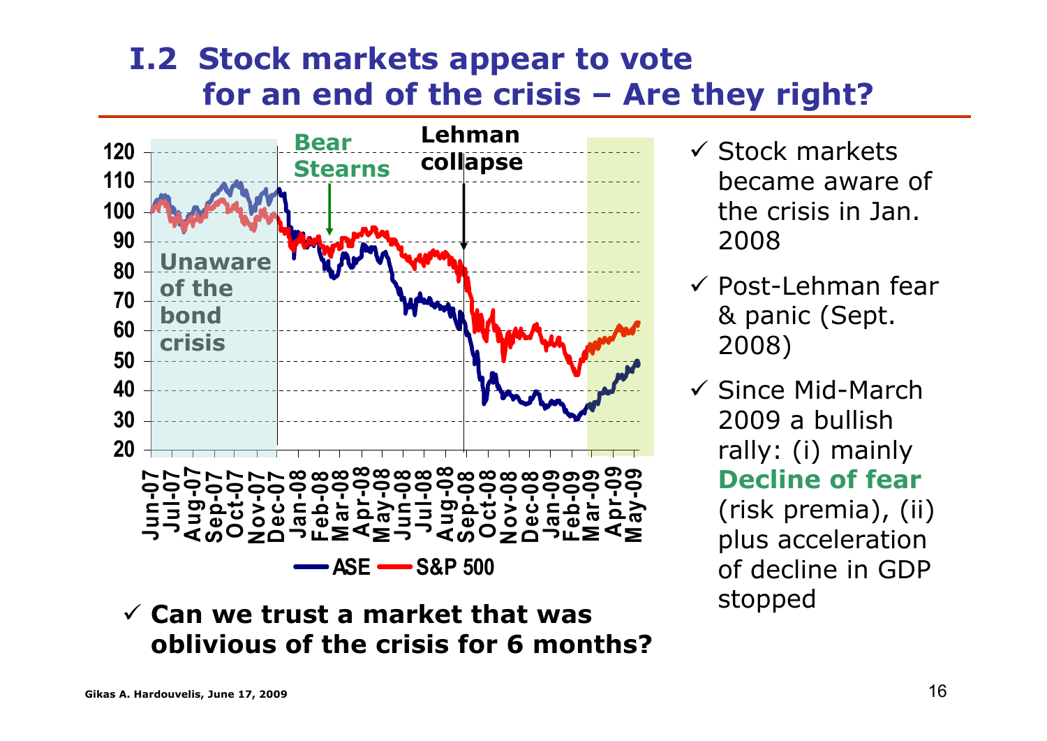## I.2 Stock markets appear to vote for an end of the crisis – Are they right?

- ✓ Stock markets became aware of the crisis in Jan. 2008
- ✓ Post-Lehman fear & panic (Sept. 2008)
- ✓ Since Mid-March 2009 a bullish rally: (i) mainly **Decline of fear** (risk premia), (ii) plus acceleration of decline in GDP stopped

- ✓ **Can we trust a market that was oblivious of the crisis for 6 months?**

Gikas A. Hardouvelis, June 17, 2009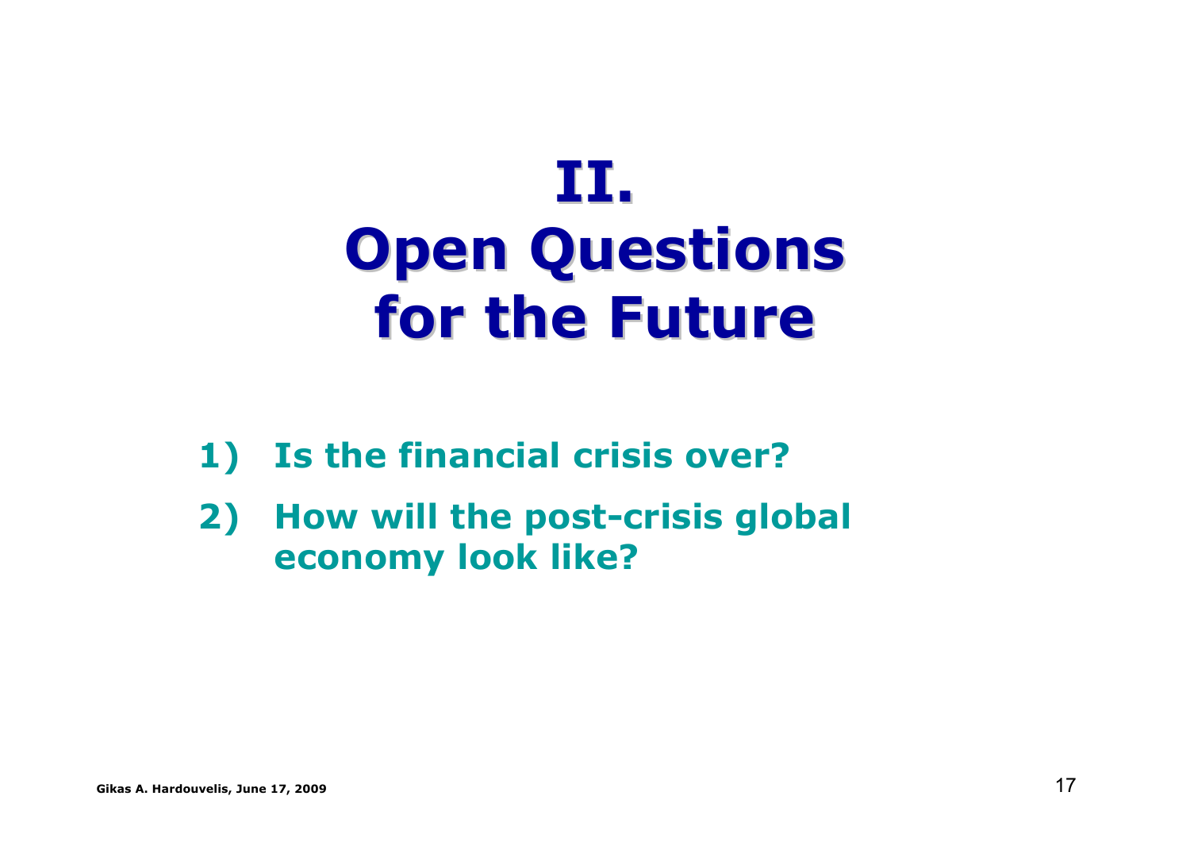# II. Open Questions for the Future

1) **Is the financial crisis over?**
2) **How will the post-crisis global economy look like?**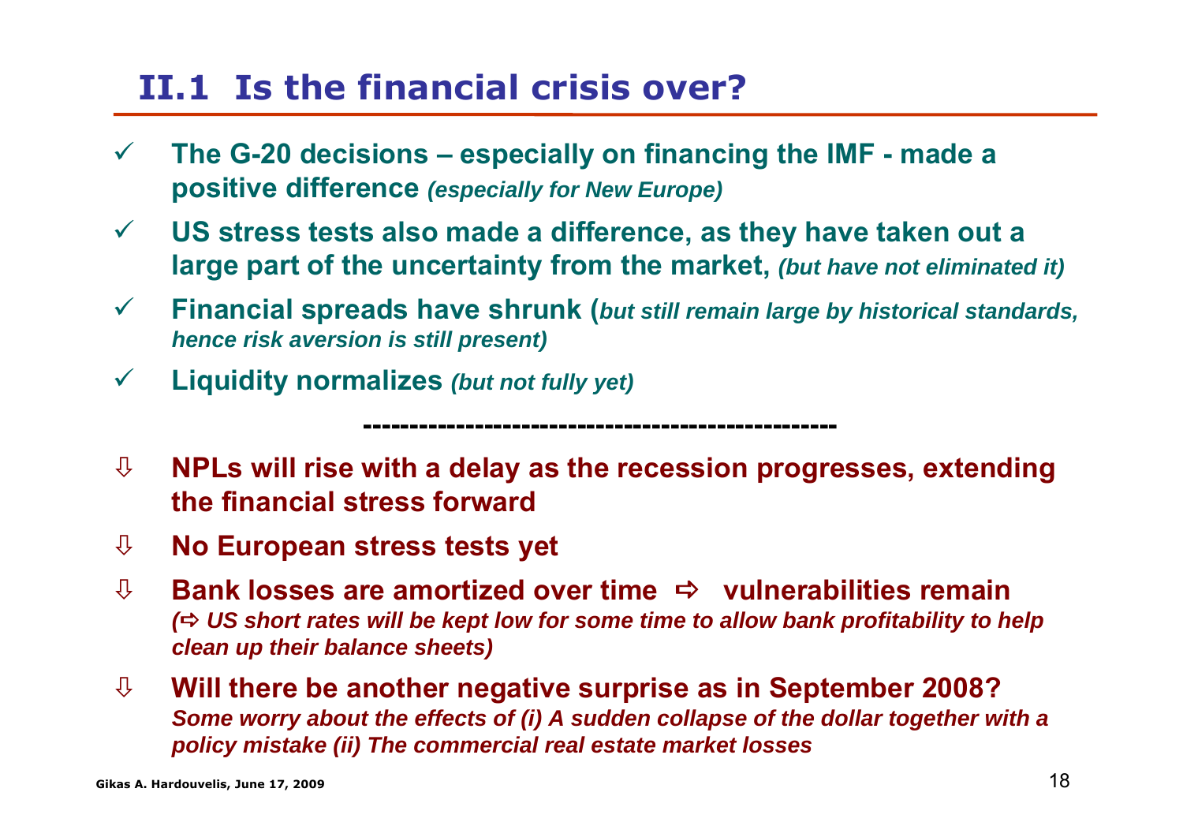## II.1 Is the financial crisis over?

- ✓ **The G-20 decisions – especially on financing the IMF - made a positive difference** ***(especially for New Europe)***
- ✓ **US stress tests also made a difference, as they have taken out a large part of the uncertainty from the market,** ***(but have not eliminated it)***
- ✓ **Financial spreads have shrunk (*****but still remain large by historical standards, hence risk aversion is still present)***
- ✓ **Liquidity normalizes** ***(but not fully yet)***

---

- ⇩ **NPLs will rise with a delay as the recession progresses, extending the financial stress forward**
- ⇩ **No European stress tests yet**
- ⇩ **Bank losses are amortized over time ⇨ vulnerabilities remain** ***(⇨ US short rates will be kept low for some time to allow bank profitability to help clean up their balance sheets)***
- ⇩ **Will there be another negative surprise as in September 2008?** ***Some worry about the effects of (i) A sudden collapse of the dollar together with a policy mistake (ii) The commercial real estate market losses***

Gikas A. Hardouvelis, June 17, 2009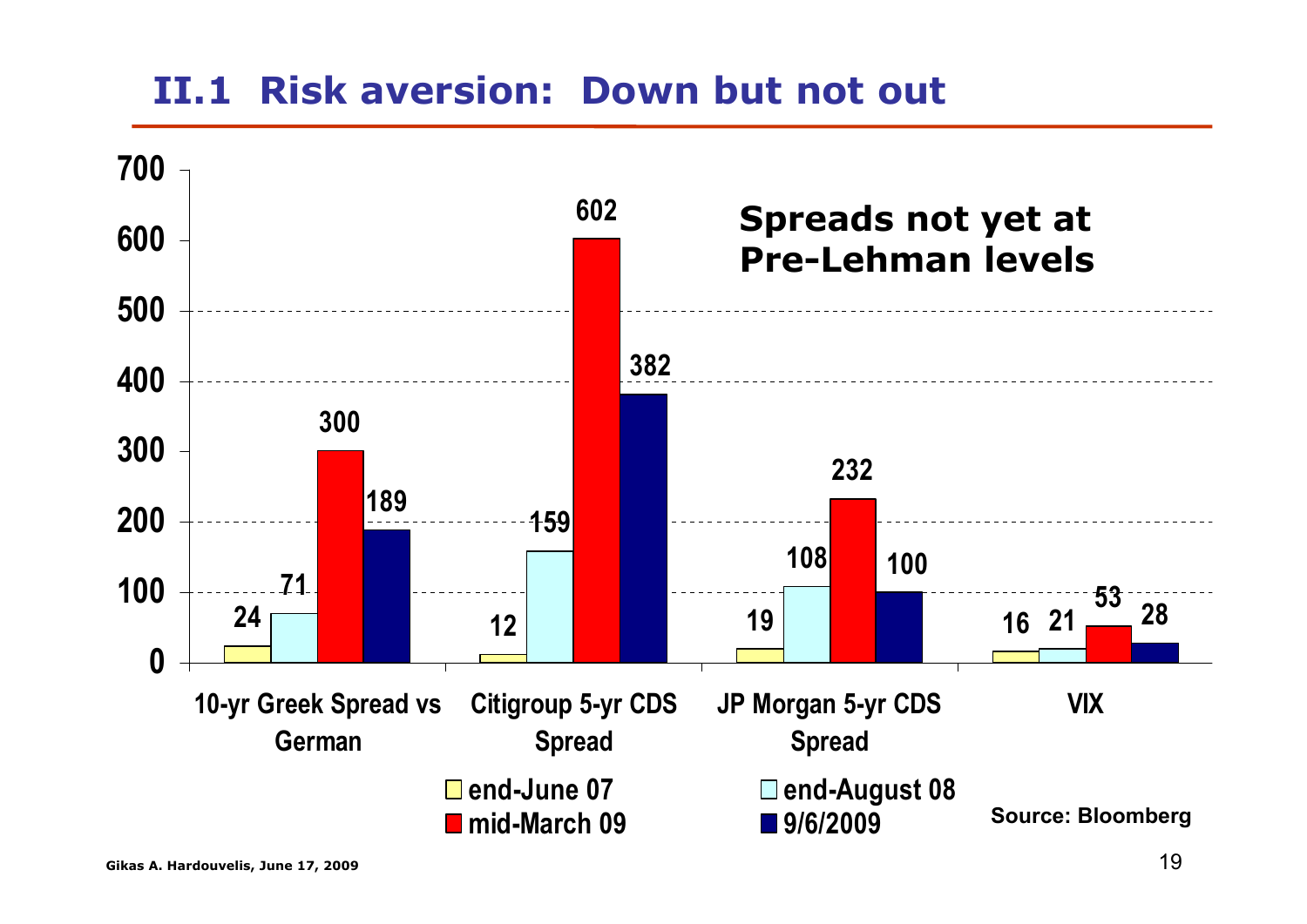## II.1 Risk aversion: Down but not out

**Spreads not yet at Pre-Lehman levels**

| | end-June 07 | end-August 08 | mid-March 09 | 9/6/2009 |
|---|---|---|---|---|
| 10-yr Greek Spread vs German | 24 | 71 | 300 | 189 |
| Citigroup 5-yr CDS Spread | 12 | 159 | 602 | 382 |
| JP Morgan 5-yr CDS Spread | 19 | 108 | 232 | 100 |
| VIX | 16 | 21 | 53 | 28 |

Source: Bloomberg

Gikas A. Hardouvelis, June 17, 2009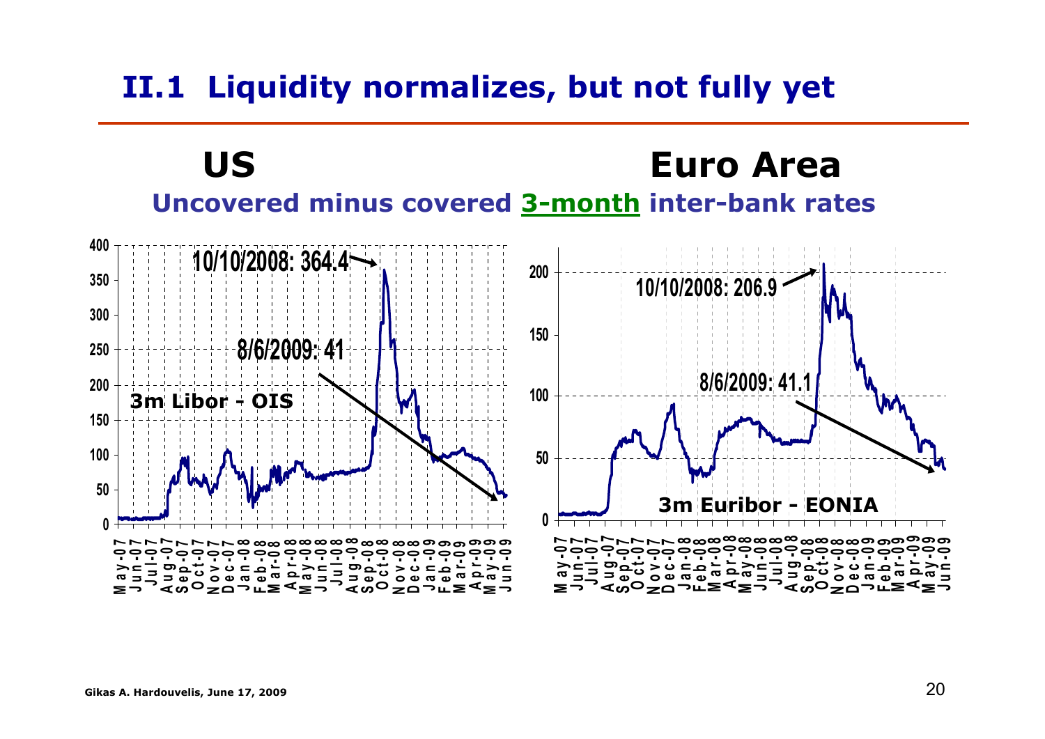## II.1 Liquidity normalizes, but not fully yet

**US** | **Euro Area**

**Uncovered minus covered 3-month inter-bank rates**

**3m Libor - OIS**

- 10/10/2008: 364.4
- 8/6/2009: 41

**3m Euribor - EONIA**

- 10/10/2008: 206.9
- 8/6/2009: 41.1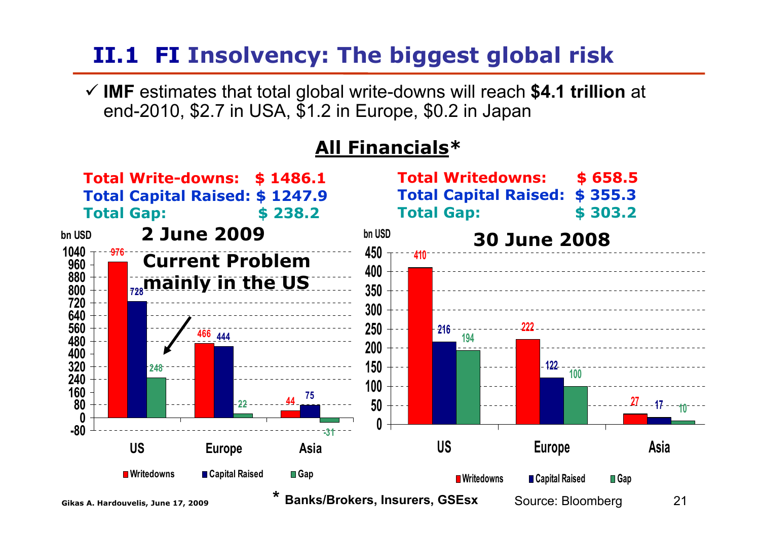# II.1 FI Insolvency: The biggest global risk

✓ **IMF** estimates that total global write-downs will reach **$4.1 trillion** at end-2010, $2.7 in USA, $1.2 in Europe, $0.2 in Japan

## All Financials*

### 2 June 2009

**Total Write-downs: $ 1486.1**
**Total Capital Raised: $ 1247.9**
**Total Gap: $ 238.2**

**Current Problem mainly in the US**

bn USD

| | Writedowns | Capital Raised | Gap |
|---|---|---|---|
| US | 976 | 728 | 248 |
| Europe | 466 | 444 | 22 |
| Asia | 44 | 75 | -31 |

### 30 June 2008

**Total Writedowns: $ 658.5**
**Total Capital Raised: $ 355.3**
**Total Gap: $ 303.2**

bn USD

| | Writedowns | Capital Raised | Gap |
|---|---|---|---|
| US | 410 | 216 | 194 |
| Europe | 222 | 122 | 100 |
| Asia | 27 | 17 | 10 |

\* Banks/Brokers, Insurers, GSEsx

Source: Bloomberg

Gikas A. Hardouvelis, June 17, 2009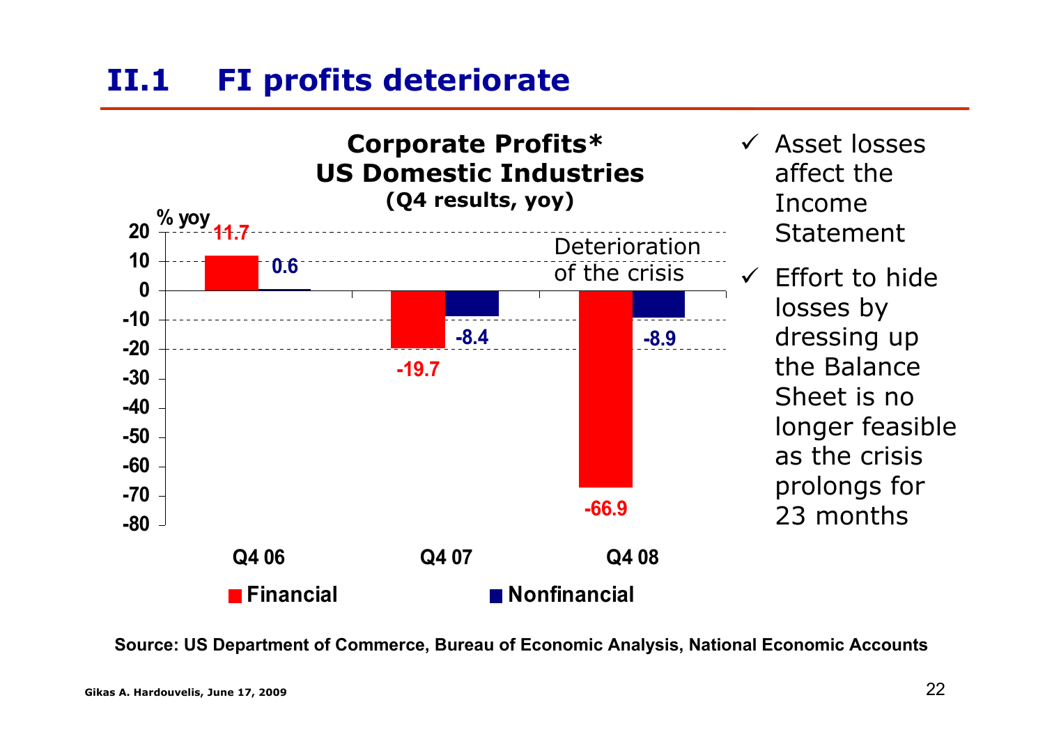# II.1 FI profits deteriorate

**Corporate Profits***
**US Domestic Industries**
**(Q4 results, yoy)**

| % yoy | Q4 06 | Q4 07 | Q4 08 |
|---|---|---|---|
| Financial | 11.7 | -19.7 | -66.9 |
| Nonfinancial | 0.6 | -8.4 | -8.9 |

Deterioration of the crisis

- ✓ Asset losses affect the Income Statement
- ✓ Effort to hide losses by dressing up the Balance Sheet is no longer feasible as the crisis prolongs for 23 months

**Source: US Department of Commerce, Bureau of Economic Analysis, National Economic Accounts**

**Gikas A. Hardouvelis, June 17, 2009**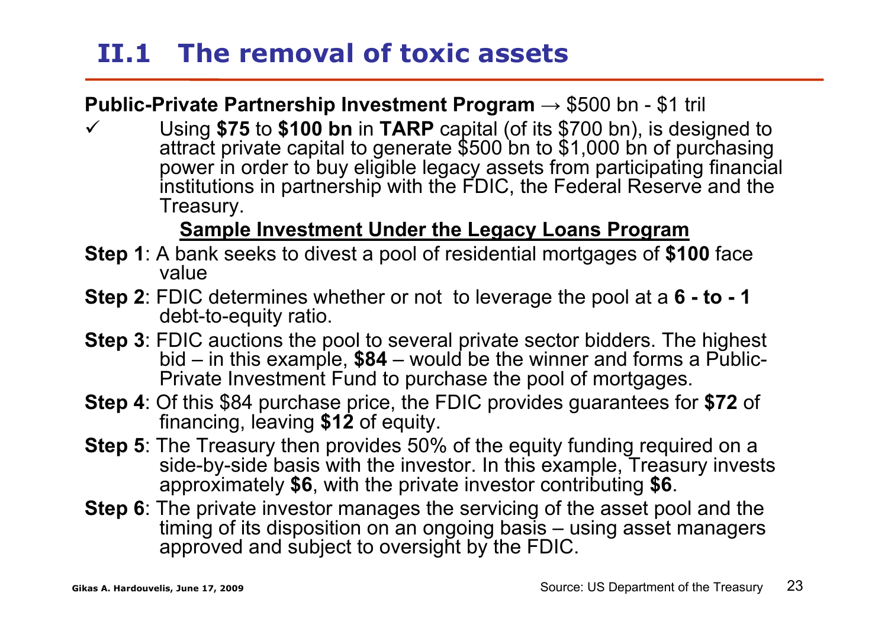## II.1 The removal of toxic assets

**Public-Private Partnership Investment Program** → $500 bn - $1 tril

- ✓ Using **$75** to **$100 bn** in **TARP** capital (of its $700 bn), is designed to attract private capital to generate $500 bn to $1,000 bn of purchasing power in order to buy eligible legacy assets from participating financial institutions in partnership with the FDIC, the Federal Reserve and the Treasury.

**<u>Sample Investment Under the Legacy Loans Program</u>**

**Step 1**: A bank seeks to divest a pool of residential mortgages of **$100** face value

**Step 2**: FDIC determines whether or not to leverage the pool at a **6 - to - 1** debt-to-equity ratio.

**Step 3**: FDIC auctions the pool to several private sector bidders. The highest bid – in this example, **$84** – would be the winner and forms a Public-Private Investment Fund to purchase the pool of mortgages.

**Step 4**: Of this $84 purchase price, the FDIC provides guarantees for **$72** of financing, leaving **$12** of equity.

**Step 5**: The Treasury then provides 50% of the equity funding required on a side-by-side basis with the investor. In this example, Treasury invests approximately **$6**, with the private investor contributing **$6**.

**Step 6**: The private investor manages the servicing of the asset pool and the timing of its disposition on an ongoing basis – using asset managers approved and subject to oversight by the FDIC.

Source: US Department of the Treasury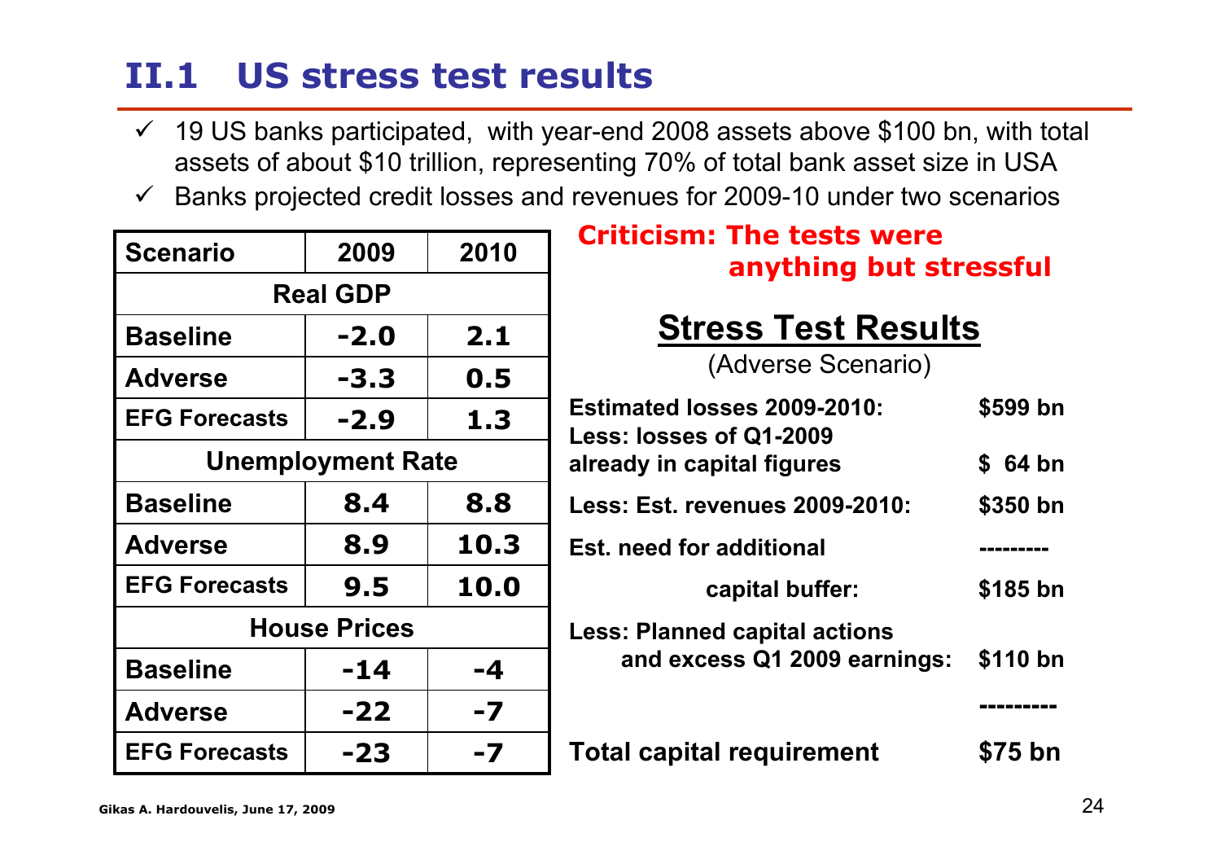# II.1 US stress test results

- 19 US banks participated, with year-end 2008 assets above \$100 bn, with total assets of about \$10 trillion, representing 70% of total bank asset size in USA
- Banks projected credit losses and revenues for 2009-10 under two scenarios

| Scenario | 2009 | 2010 |
|---|---|---|
| **Real GDP** | | |
| Baseline | -2.0 | 2.1 |
| Adverse | -3.3 | 0.5 |
| EFG Forecasts | -2.9 | 1.3 |
| **Unemployment Rate** | | |
| Baseline | 8.4 | 8.8 |
| Adverse | 8.9 | 10.3 |
| EFG Forecasts | 9.5 | 10.0 |
| **House Prices** | | |
| Baseline | -14 | -4 |
| Adverse | -22 | -7 |
| EFG Forecasts | -23 | -7 |

**Criticism: The tests were anything but stressful**

## Stress Test Results

(Adverse Scenario)

| | |
|---|---|
| **Estimated losses 2009-2010:** | **\$599 bn** |
| **Less: losses of Q1-2009 already in capital figures** | **\$ 64 bn** |
| **Less: Est. revenues 2009-2010:** | **\$350 bn** |
| | --------- |
| **Est. need for additional capital buffer:** | **\$185 bn** |
| **Less: Planned capital actions and excess Q1 2009 earnings:** | **\$110 bn** |
| | --------- |
| **Total capital requirement** | **\$75 bn** |

Gikas A. Hardouvelis, June 17, 2009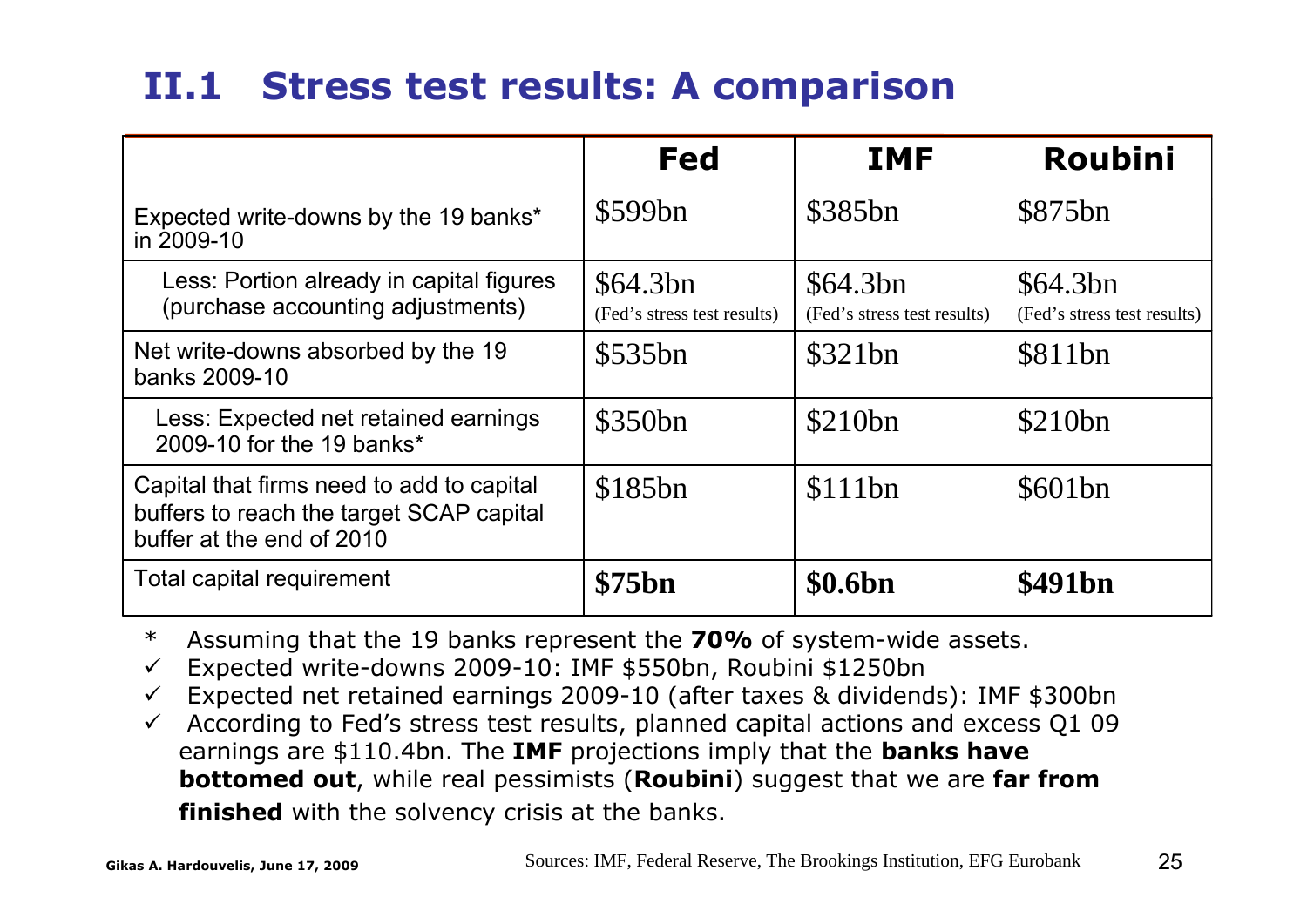## II.1 Stress test results: A comparison

| | Fed | IMF | Roubini |
|---|---|---|---|
| Expected write-downs by the 19 banks* in 2009-10 | $599bn | $385bn | $875bn |
| Less: Portion already in capital figures (purchase accounting adjustments) | $64.3bn (Fed's stress test results) | $64.3bn (Fed's stress test results) | $64.3bn (Fed's stress test results) |
| Net write-downs absorbed by the 19 banks 2009-10 | $535bn | $321bn | $811bn |
| Less: Expected net retained earnings 2009-10 for the 19 banks* | $350bn | $210bn | $210bn |
| Capital that firms need to add to capital buffers to reach the target SCAP capital buffer at the end of 2010 | $185bn | $111bn | $601bn |
| Total capital requirement | **$75bn** | **$0.6bn** | **$491bn** |

\* Assuming that the 19 banks represent the **70%** of system-wide assets.

- ✓ Expected write-downs 2009-10: IMF $550bn, Roubini $1250bn
- ✓ Expected net retained earnings 2009-10 (after taxes & dividends): IMF $300bn
- ✓ According to Fed's stress test results, planned capital actions and excess Q1 09 earnings are $110.4bn. The **IMF** projections imply that the **banks have bottomed out**, while real pessimists (**Roubini**) suggest that we are **far from finished** with the solvency crisis at the banks.

Gikas A. Hardouvelis, June 17, 2009

Sources: IMF, Federal Reserve, The Brookings Institution, EFG Eurobank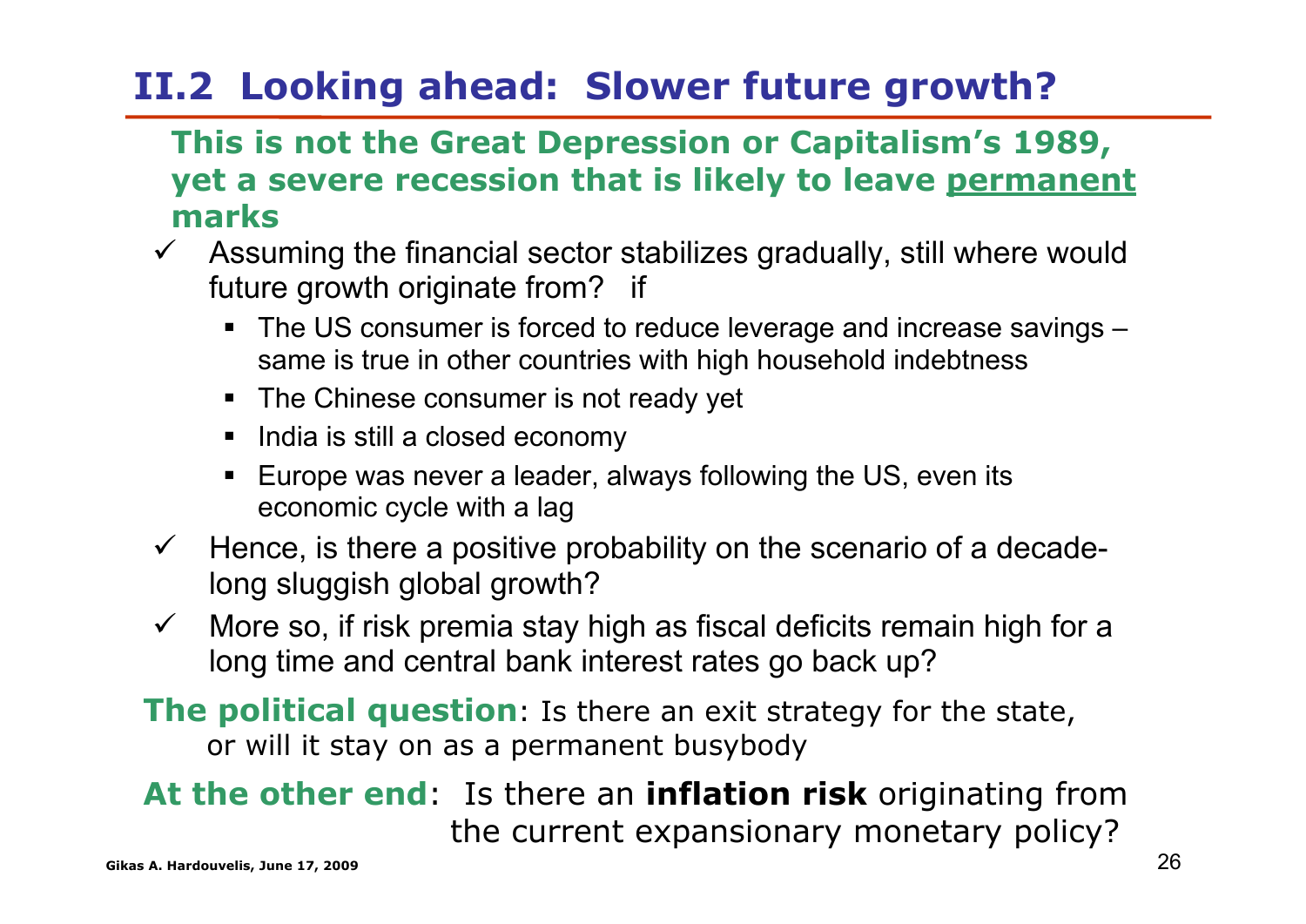## II.2 Looking ahead: Slower future growth?

**This is not the Great Depression or Capitalism's 1989, yet a severe recession that is likely to leave <u>permanent</u> marks**

- ✓ Assuming the financial sector stabilizes gradually, still where would future growth originate from? if
  - The US consumer is forced to reduce leverage and increase savings – same is true in other countries with high household indebtness
  - The Chinese consumer is not ready yet
  - India is still a closed economy
  - Europe was never a leader, always following the US, even its economic cycle with a lag
- ✓ Hence, is there a positive probability on the scenario of a decade-long sluggish global growth?
- ✓ More so, if risk premia stay high as fiscal deficits remain high for a long time and central bank interest rates go back up?

**The political question**: Is there an exit strategy for the state, or will it stay on as a permanent busybody

**At the other end**: Is there an **inflation risk** originating from the current expansionary monetary policy?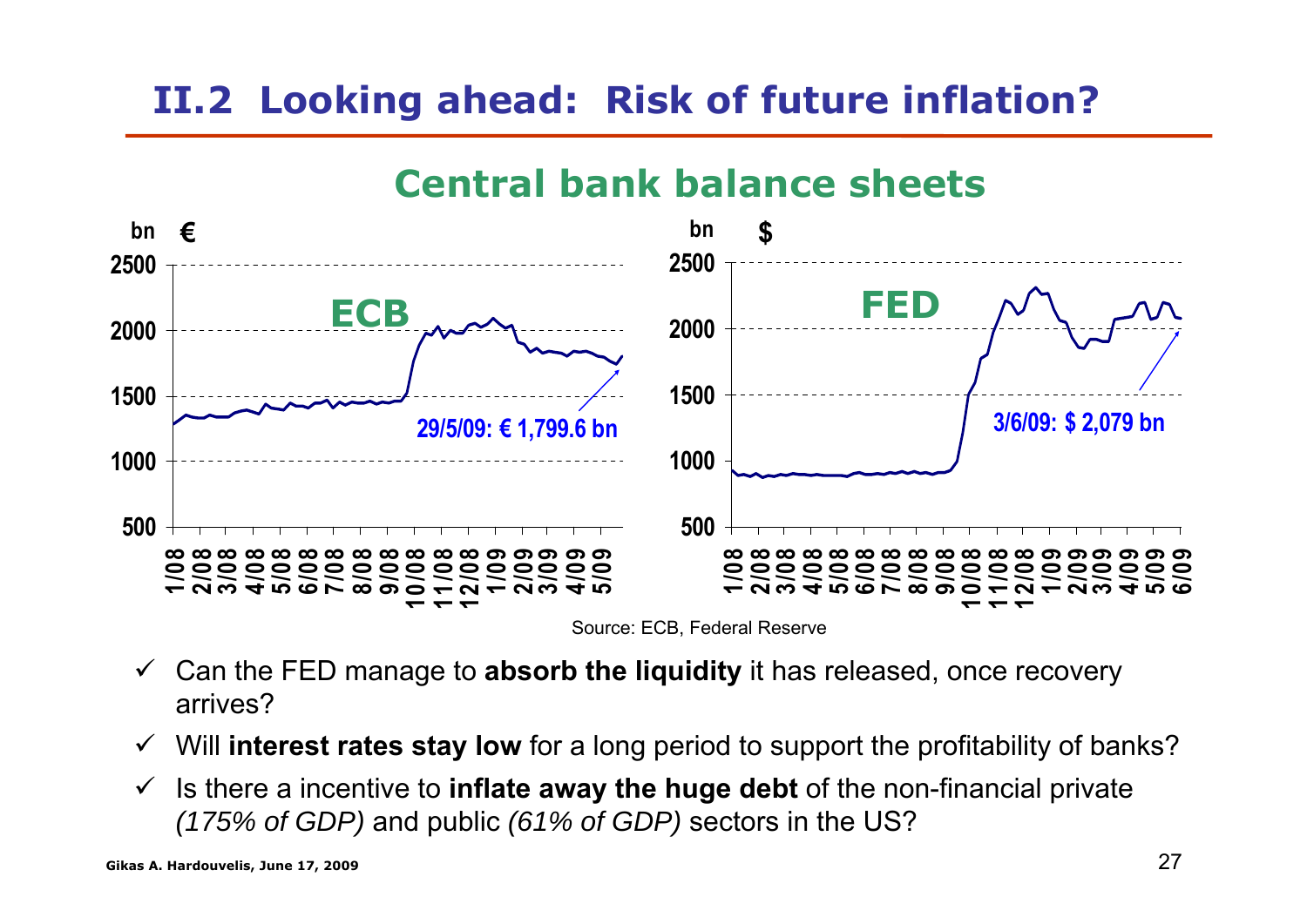# II.2 Looking ahead: Risk of future inflation?

## Central bank balance sheets

**ECB** (bn €)

29/5/09: € 1,799.6 bn

**FED** (bn $)

3/6/09: $ 2,079 bn

Source: ECB, Federal Reserve

- ✓ Can the FED manage to **absorb the liquidity** it has released, once recovery arrives?
- ✓ Will **interest rates stay low** for a long period to support the profitability of banks?
- ✓ Is there a incentive to **inflate away the huge debt** of the non-financial private *(175% of GDP)* and public *(61% of GDP)* sectors in the US?

Gikas A. Hardouvelis, June 17, 2009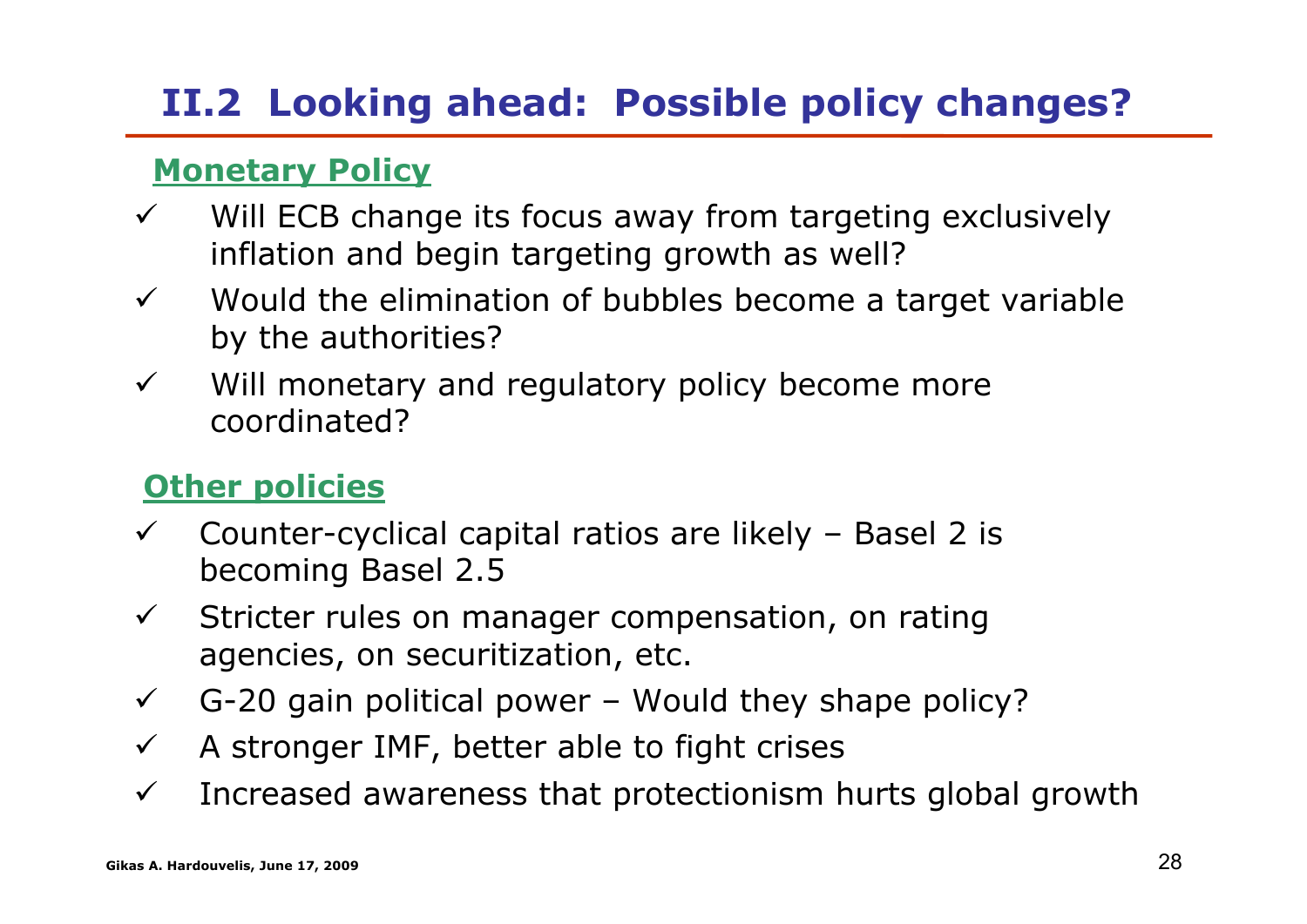## II.2 Looking ahead: Possible policy changes?

### Monetary Policy

- ✓ Will ECB change its focus away from targeting exclusively inflation and begin targeting growth as well?
- ✓ Would the elimination of bubbles become a target variable by the authorities?
- ✓ Will monetary and regulatory policy become more coordinated?

### Other policies

- ✓ Counter-cyclical capital ratios are likely – Basel 2 is becoming Basel 2.5
- ✓ Stricter rules on manager compensation, on rating agencies, on securitization, etc.
- ✓ G-20 gain political power – Would they shape policy?
- ✓ A stronger IMF, better able to fight crises
- ✓ Increased awareness that protectionism hurts global growth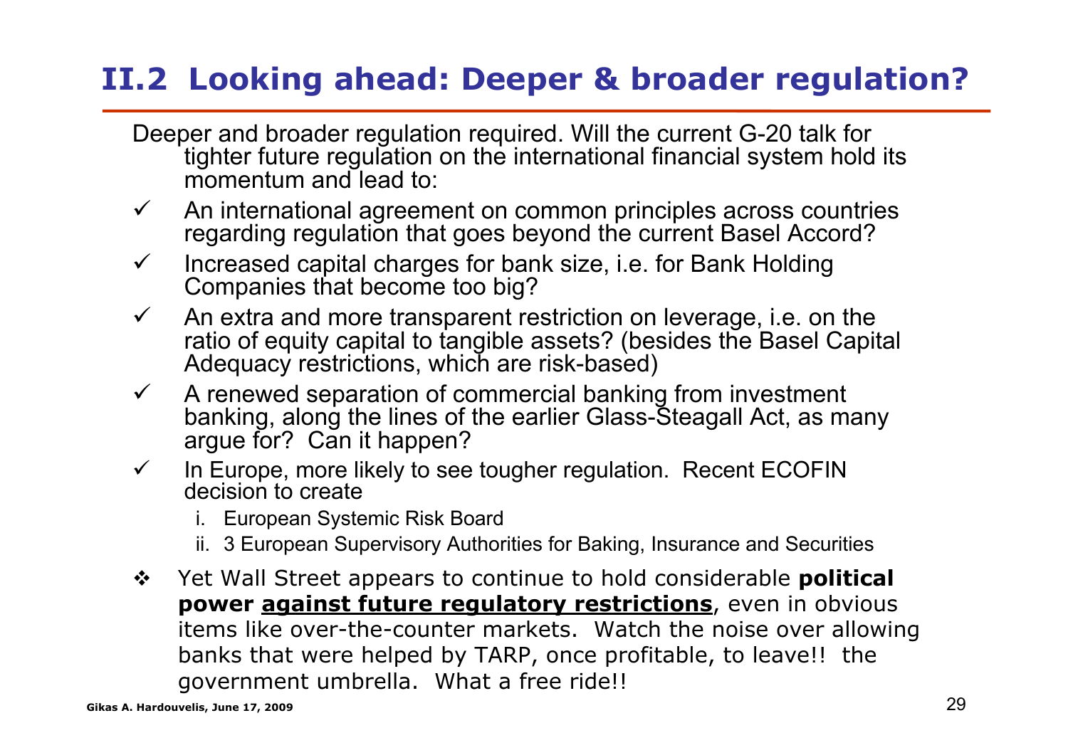## II.2 Looking ahead: Deeper & broader regulation?

Deeper and broader regulation required. Will the current G-20 talk for tighter future regulation on the international financial system hold its momentum and lead to:

- ✓ An international agreement on common principles across countries regarding regulation that goes beyond the current Basel Accord?
- ✓ Increased capital charges for bank size, i.e. for Bank Holding Companies that become too big?
- ✓ An extra and more transparent restriction on leverage, i.e. on the ratio of equity capital to tangible assets? (besides the Basel Capital Adequacy restrictions, which are risk-based)
- ✓ A renewed separation of commercial banking from investment banking, along the lines of the earlier Glass-Steagall Act, as many argue for? Can it happen?
- ✓ In Europe, more likely to see tougher regulation. Recent ECOFIN decision to create
  1. European Systemic Risk Board
  2. 3 European Supervisory Authorities for Baking, Insurance and Securities

- ❖ Yet Wall Street appears to continue to hold considerable **political power <u>against future regulatory restrictions</u>**, even in obvious items like over-the-counter markets. Watch the noise over allowing banks that were helped by TARP, once profitable, to leave!! the government umbrella. What a free ride!!

Gikas A. Hardouvelis, June 17, 2009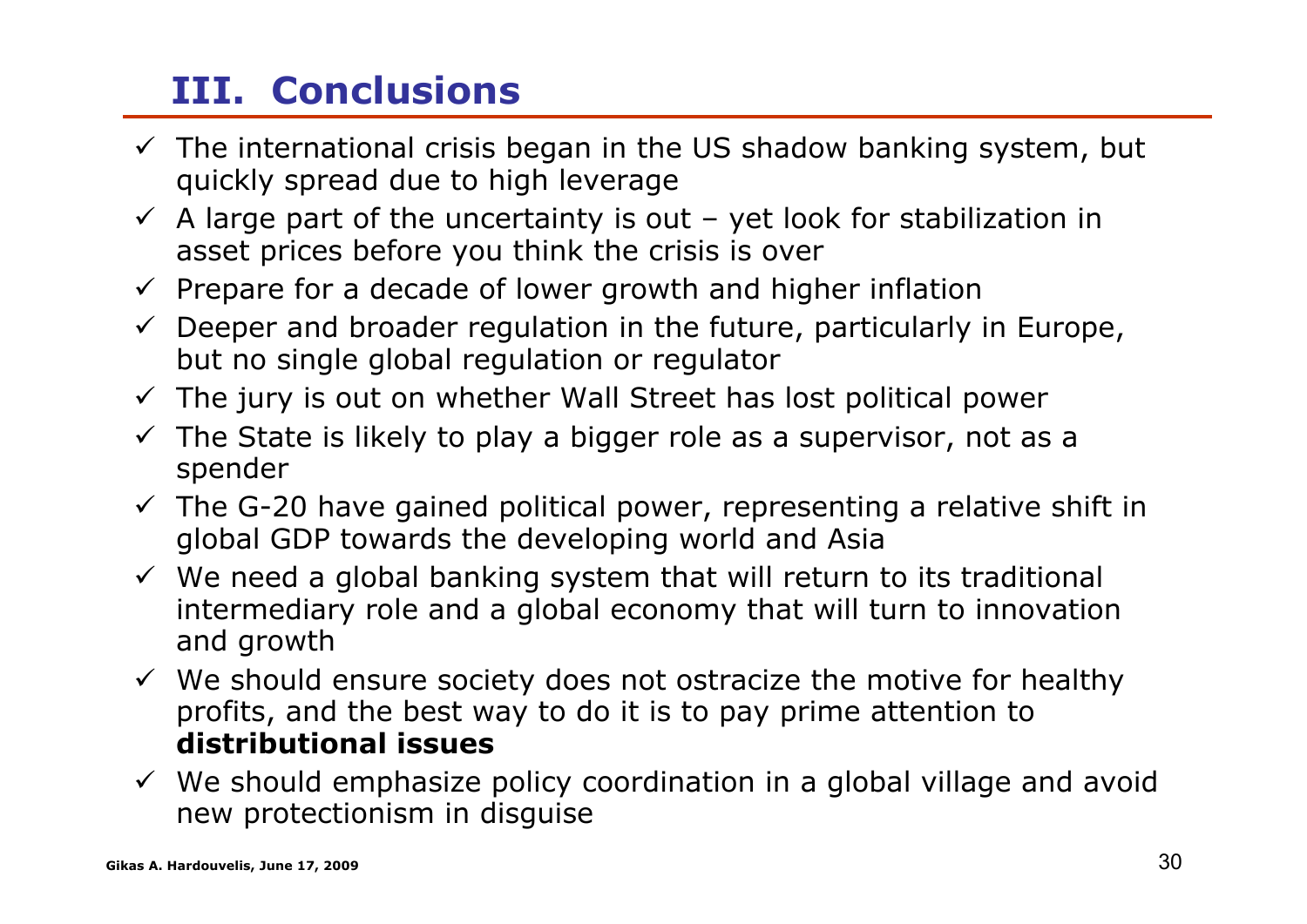## III. Conclusions

- ✓ The international crisis began in the US shadow banking system, but quickly spread due to high leverage
- ✓ A large part of the uncertainty is out – yet look for stabilization in asset prices before you think the crisis is over
- ✓ Prepare for a decade of lower growth and higher inflation
- ✓ Deeper and broader regulation in the future, particularly in Europe, but no single global regulation or regulator
- ✓ The jury is out on whether Wall Street has lost political power
- ✓ The State is likely to play a bigger role as a supervisor, not as a spender
- ✓ The G-20 have gained political power, representing a relative shift in global GDP towards the developing world and Asia
- ✓ We need a global banking system that will return to its traditional intermediary role and a global economy that will turn to innovation and growth
- ✓ We should ensure society does not ostracize the motive for healthy profits, and the best way to do it is to pay prime attention to **distributional issues**
- ✓ We should emphasize policy coordination in a global village and avoid new protectionism in disguise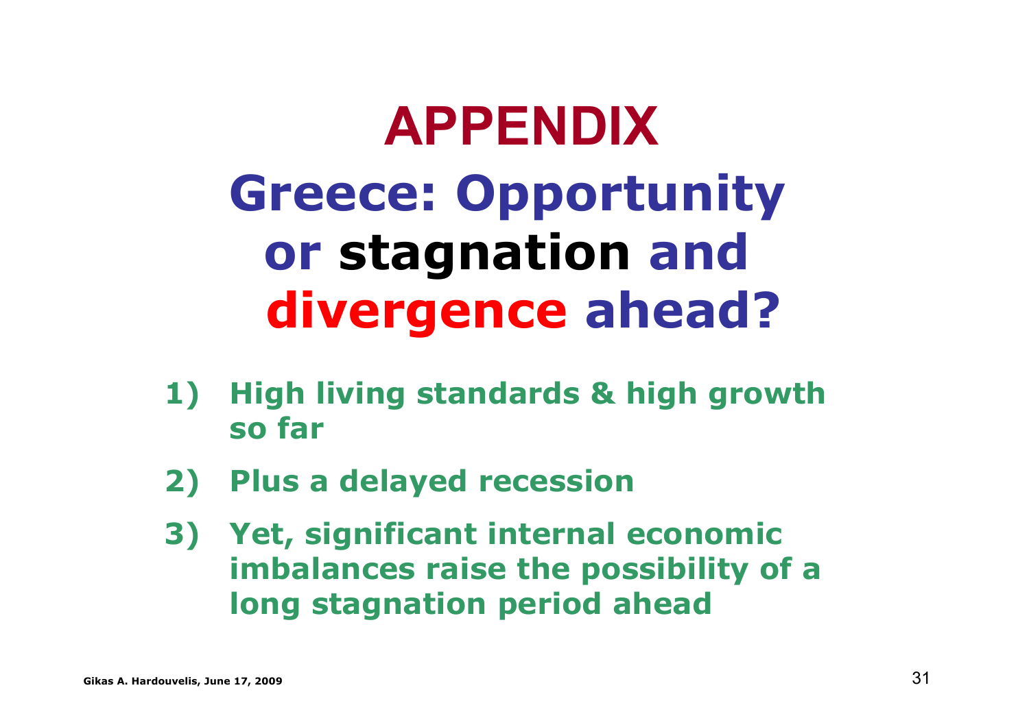# APPENDIX

## Greece: Opportunity or stagnation and divergence ahead?

1) High living standards & high growth so far
2) Plus a delayed recession
3) Yet, significant internal economic imbalances raise the possibility of a long stagnation period ahead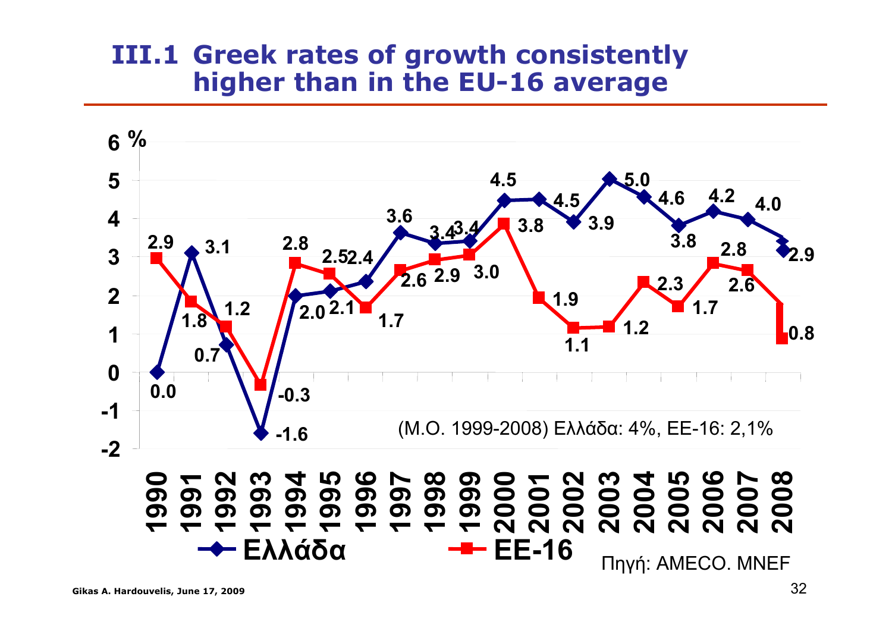# III.1 Greek rates of growth consistently higher than in the EU-16 average

| Year | Ελλάδα | ΕΕ-16 |
|---|---|---|
| 1990 | 0.0 | 2.9 |
| 1991 | 3.1 | 1.8 |
| 1992 | 0.7 | 1.2 |
| 1993 | -1.6 | -0.3 |
| 1994 | 2.0 | 2.8 |
| 1995 | 2.1 | 2.5 |
| 1996 | 2.4 | 1.7 |
| 1997 | 3.6 | 2.6 |
| 1998 | 3.4 | 2.9 |
| 1999 | 3.4 | 3.0 |
| 2000 | 4.5 | 3.8 |
| 2001 | 4.5 | 1.9 |
| 2002 | 3.9 | 1.1 |
| 2003 | 5.0 | 1.2 |
| 2004 | 4.6 | 2.3 |
| 2005 | 3.8 | 1.7 |
| 2006 | 4.2 | 2.8 |
| 2007 | 4.0 | 2.6 |
| 2008 | 2.9 | 0.8 |

(Μ.Ο. 1999-2008) Ελλάδα: 4%, ΕΕ-16: 2,1%

Πηγή: AMECO. MNEF

Gikas A. Hardouvelis, June 17, 2009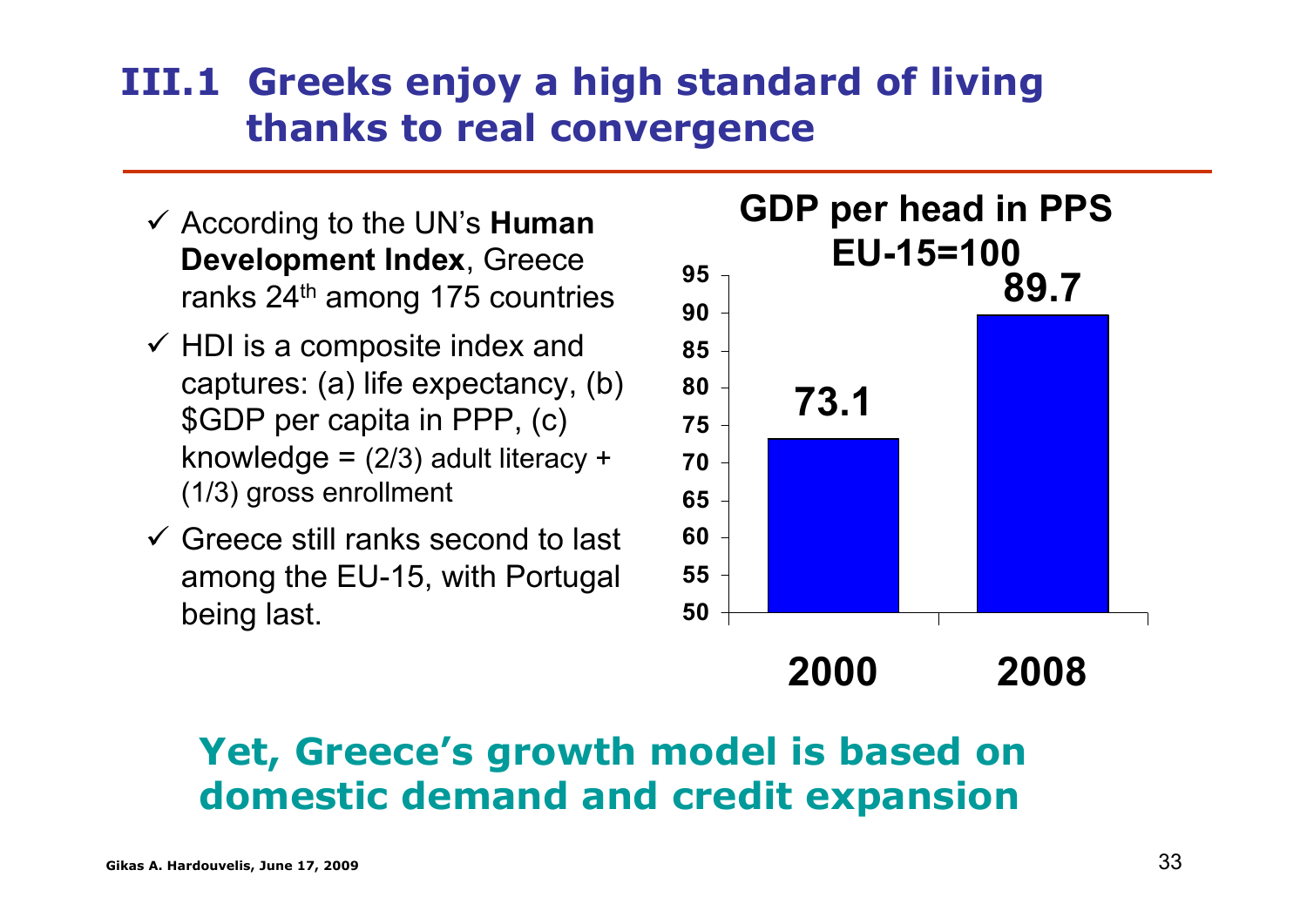# III.1 Greeks enjoy a high standard of living thanks to real convergence

- ✓ According to the UN's **Human Development Index**, Greece ranks 24th among 175 countries
- ✓ HDI is a composite index and captures: (a) life expectancy, (b) $GDP per capita in PPP, (c) knowledge = (2/3) adult literacy + (1/3) gross enrollment
- ✓ Greece still ranks second to last among the EU-15, with Portugal being last.

**GDP per head in PPS EU-15=100**

| Year | Value |
|---|---|
| 2000 | 73.1 |
| 2008 | 89.7 |

## Yet, Greece's growth model is based on domestic demand and credit expansion

Gikas A. Hardouvelis, June 17, 2009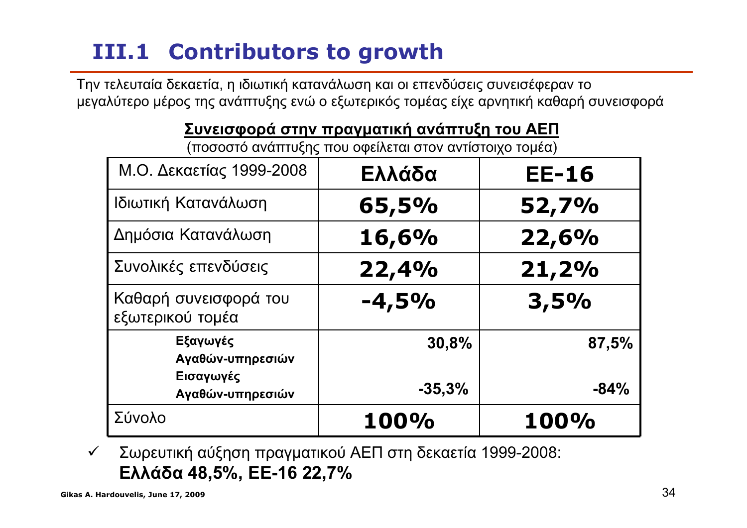# III.1 Contributors to growth

Την τελευταία δεκαετία, η ιδιωτική κατανάλωση και οι επενδύσεις συνεισέφεραν το μεγαλύτερο μέρος της ανάπτυξης ενώ ο εξωτερικός τομέας είχε αρνητική καθαρή συνεισφορά

**Συνεισφορά στην πραγματική ανάπτυξη του ΑΕΠ**

(ποσοστό ανάπτυξης που οφείλεται στον αντίστοιχο τομέα)

| Μ.Ο. Δεκαετίας 1999-2008 | **Ελλάδα** | **ΕΕ-16** |
|---|---|---|
| Ιδιωτική Κατανάλωση | **65,5%** | **52,7%** |
| Δημόσια Κατανάλωση | **16,6%** | **22,6%** |
| Συνολικές επενδύσεις | **22,4%** | **21,2%** |
| Καθαρή συνεισφορά του εξωτερικού τομέα | **-4,5%** | **3,5%** |
| **Εξαγωγές Αγαθών-υπηρεσιών** | **30,8%** | **87,5%** |
| **Εισαγωγές Αγαθών-υπηρεσιών** | **-35,3%** | **-84%** |
| Σύνολο | **100%** | **100%** |

- ✓ Σωρευτική αύξηση πραγματικού ΑΕΠ στη δεκαετία 1999-2008: **Ελλάδα 48,5%, ΕΕ-16 22,7%**

**Gikas A. Hardouvelis, June 17, 2009**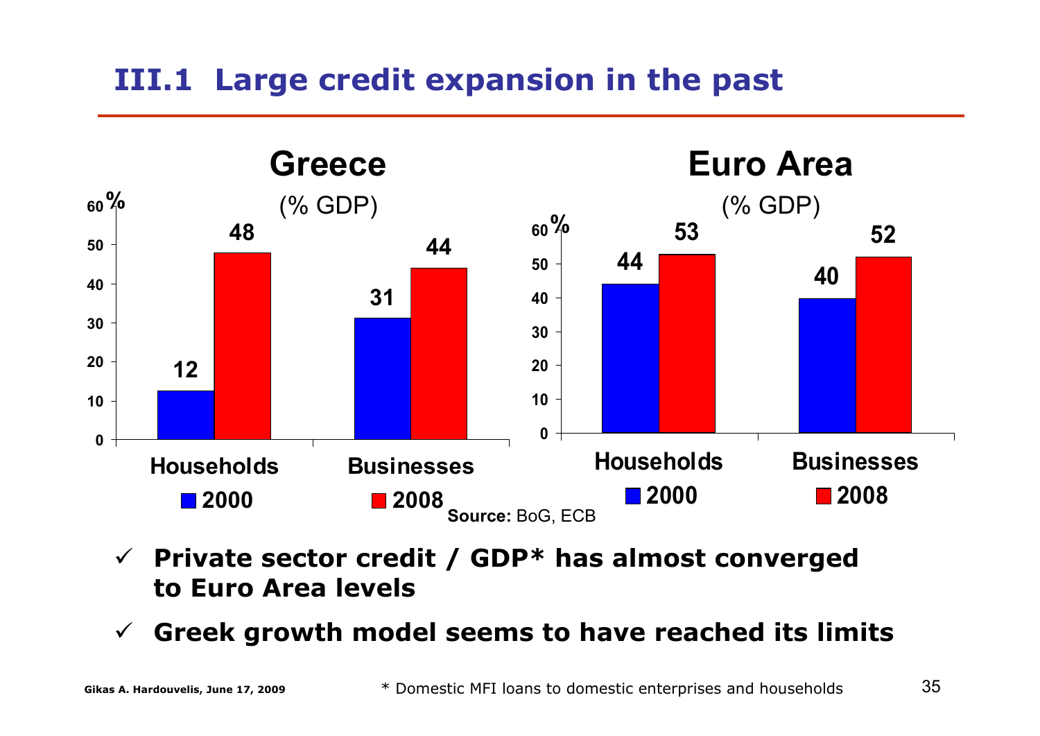# III.1 Large credit expansion in the past

**Greece** (% GDP)

| | 2000 | 2008 |
|---|---|---|
| Households | 12 | 48 |
| Businesses | 31 | 44 |

**Euro Area** (% GDP)

| | 2000 | 2008 |
|---|---|---|
| Households | 44 | 53 |
| Businesses | 40 | 52 |

**Source:** BoG, ECB

- ✓ **Private sector credit / GDP* has almost converged to Euro Area levels**
- ✓ **Greek growth model seems to have reached its limits**

\* Domestic MFI loans to domestic enterprises and households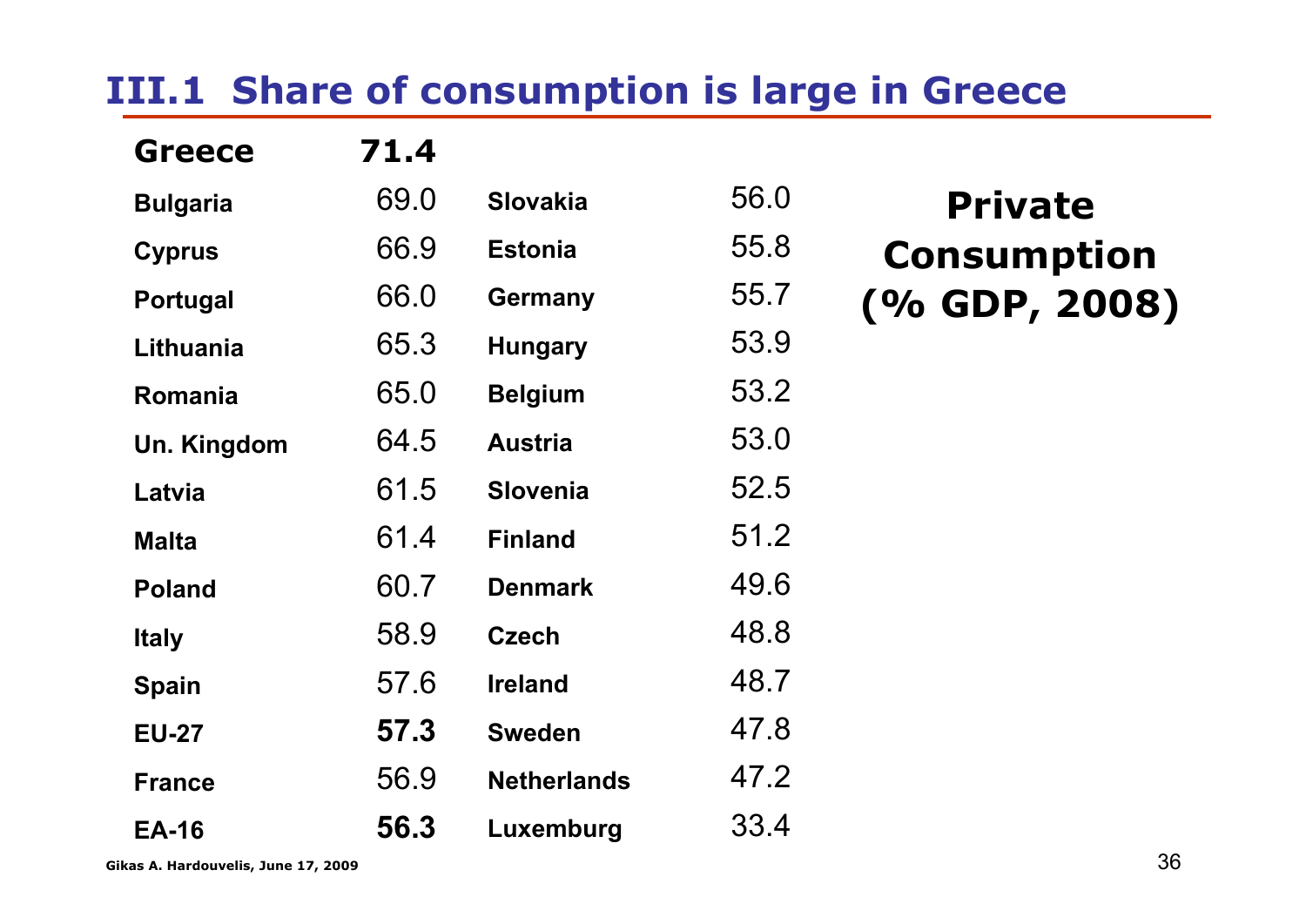# III.1 Share of consumption is large in Greece

**Private Consumption (% GDP, 2008)**

| Country | Value | Country | Value |
|---|---|---|---|
| **Greece** | **71.4** | | |
| Bulgaria | 69.0 | Slovakia | 56.0 |
| Cyprus | 66.9 | Estonia | 55.8 |
| Portugal | 66.0 | Germany | 55.7 |
| Lithuania | 65.3 | Hungary | 53.9 |
| Romania | 65.0 | Belgium | 53.2 |
| Un. Kingdom | 64.5 | Austria | 53.0 |
| Latvia | 61.5 | Slovenia | 52.5 |
| Malta | 61.4 | Finland | 51.2 |
| Poland | 60.7 | Denmark | 49.6 |
| Italy | 58.9 | Czech | 48.8 |
| Spain | 57.6 | Ireland | 48.7 |
| EU-27 | **57.3** | Sweden | 47.8 |
| France | 56.9 | Netherlands | 47.2 |
| EA-16 | **56.3** | Luxemburg | 33.4 |

Gikas A. Hardouvelis, June 17, 2009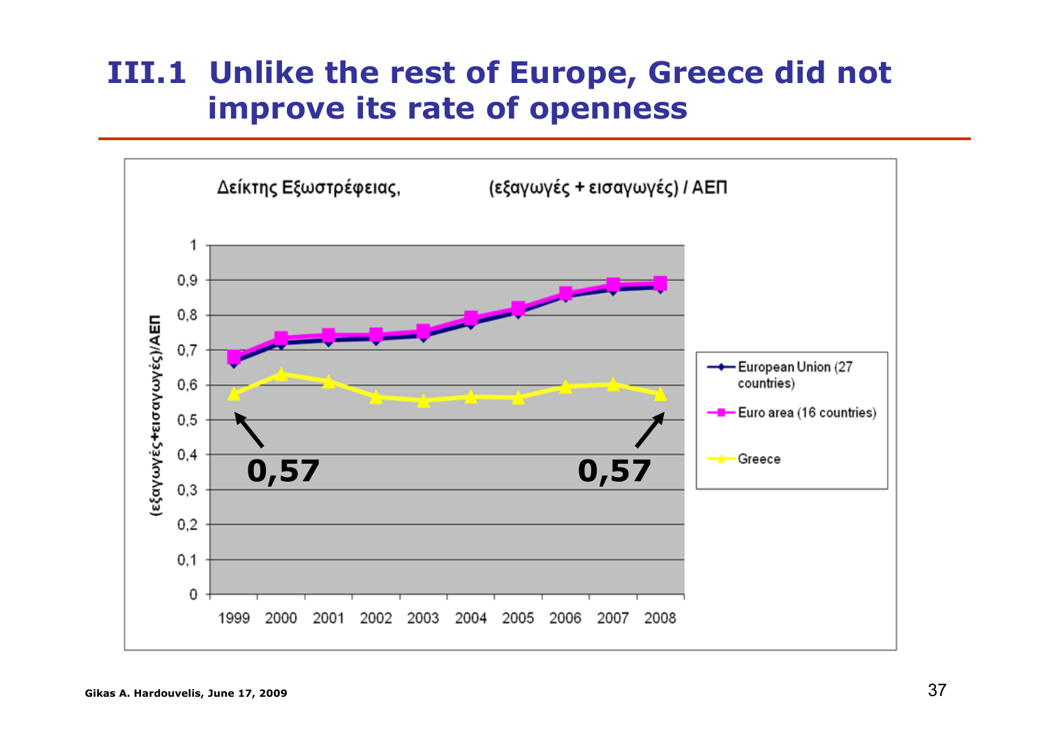# III.1 Unlike the rest of Europe, Greece did not improve its rate of openness

Δείκτης Εξωστρέφειας, (εξαγωγές + εισαγωγές) / ΑΕΠ

(εξαγωγές+εισαγωγές)/ΑΕΠ

- European Union (27 countries)
- Euro area (16 countries)
- Greece

**0,57** (1999) **0,57** (2008)

1999 2000 2001 2002 2003 2004 2005 2006 2007 2008

Gikas A. Hardouvelis, June 17, 2009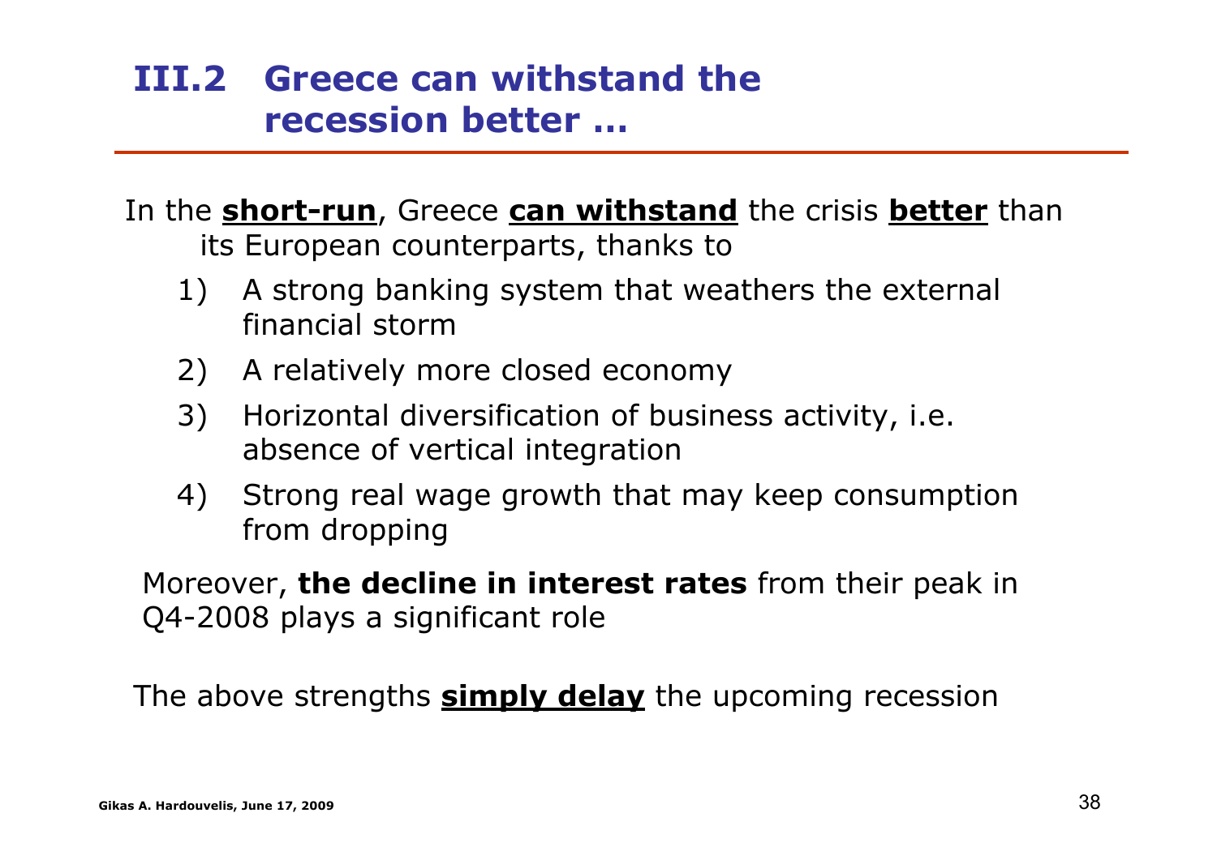## III.2 Greece can withstand the recession better …

In the **short-run**, Greece **can withstand** the crisis **better** than its European counterparts, thanks to

1) A strong banking system that weathers the external financial storm
2) A relatively more closed economy
3) Horizontal diversification of business activity, i.e. absence of vertical integration
4) Strong real wage growth that may keep consumption from dropping

Moreover, **the decline in interest rates** from their peak in Q4-2008 plays a significant role

The above strengths **simply delay** the upcoming recession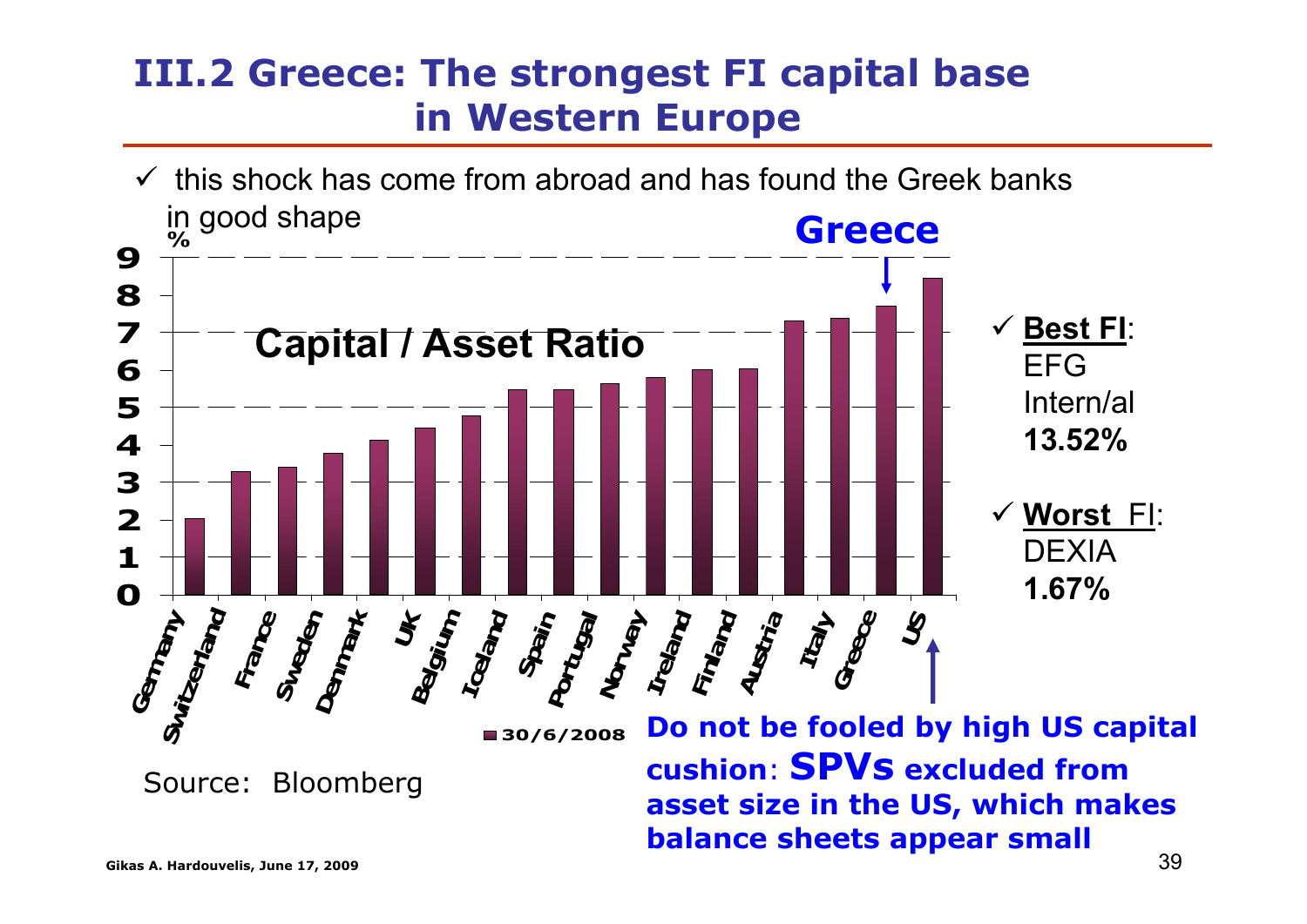# III.2 Greece: The strongest FI capital base in Western Europe

✓ this shock has come from abroad and has found the Greek banks in good shape

**Capital / Asset Ratio** (%)

| Country | 30/6/2008 |
|---|---|
| Germany | ~2.0 |
| Switzerland | ~3.3 |
| France | ~3.4 |
| Sweden | ~3.8 |
| Denmark | ~4.1 |
| UK | ~4.4 |
| Belgium | ~4.8 |
| Iceland | ~5.5 |
| Spain | ~5.5 |
| Portugal | ~5.6 |
| Norway | ~5.8 |
| Ireland | ~6.0 |
| Finland | ~6.0 |
| Austria | ~7.3 |
| Italy | ~7.4 |
| Greece | ~7.7 |
| US | ~8.5 |

Source: Bloomberg

✓ **Best FI**: EFG Intern/al **13.52%**

✓ **Worst FI**: DEXIA **1.67%**

**Do not be fooled by high US capital cushion: SPVs excluded from asset size in the US, which makes balance sheets appear small**

Gikas A. Hardouvelis, June 17, 2009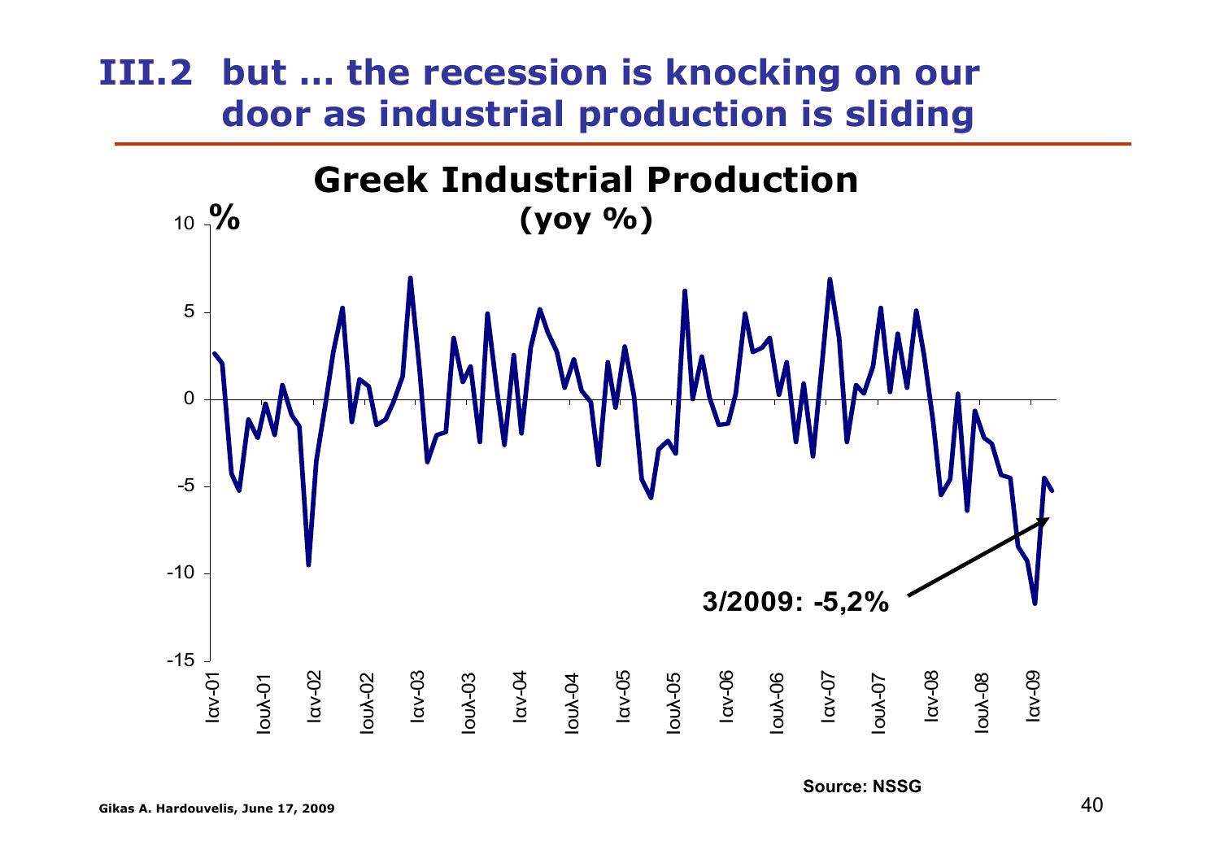# III.2 but … the recession is knocking on our door as industrial production is sliding

**Greek Industrial Production**

**(yoy %)**

%

10
5
0
-5
-10
-15

Ιαν-01 Ιουλ-01 Ιαν-02 Ιουλ-02 Ιαν-03 Ιουλ-03 Ιαν-04 Ιουλ-04 Ιαν-05 Ιουλ-05 Ιαν-06 Ιουλ-06 Ιαν-07 Ιουλ-07 Ιαν-08 Ιουλ-08 Ιαν-09

**3/2009: -5,2%**

**Source: NSSG**

**Gikas A. Hardouvelis, June 17, 2009**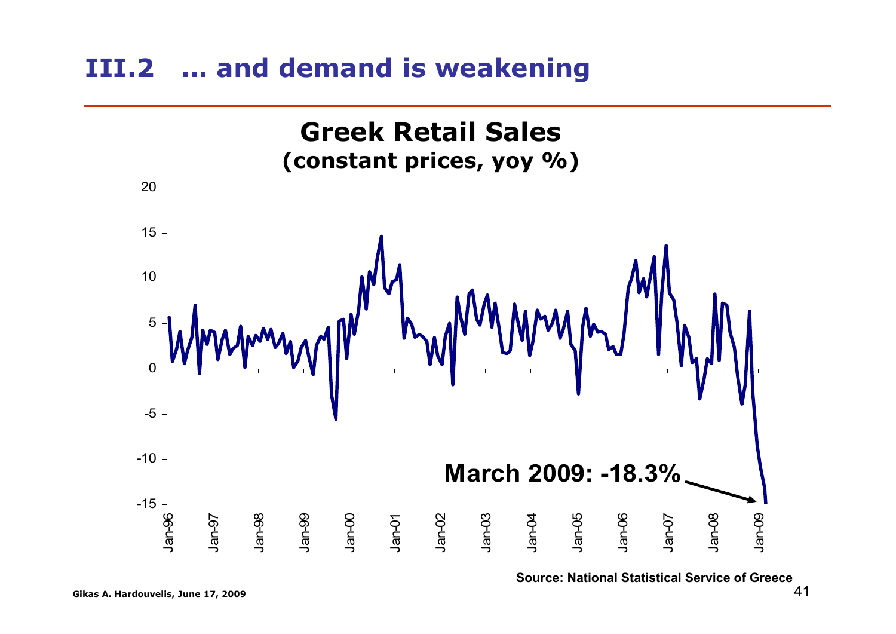## III.2 … and demand is weakening

**Greek Retail Sales**
**(constant prices, yoy %)**

**March 2009: -18.3%**

**Source: National Statistical Service of Greece**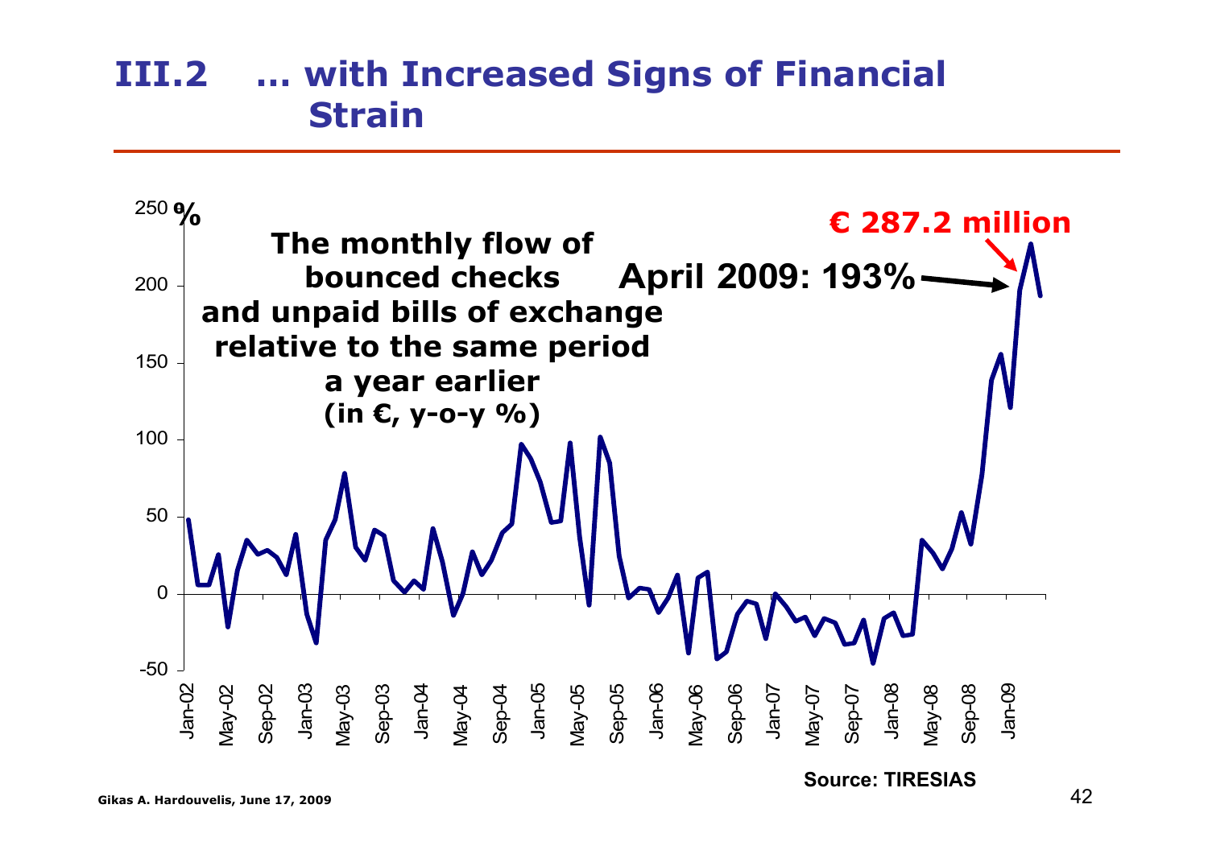# III.2 … with Increased Signs of Financial Strain

**The monthly flow of bounced checks and unpaid bills of exchange relative to the same period a year earlier (in €, y-o-y %)**

**€ 287.2 million**

**April 2009: 193%**

%

250, 200, 150, 100, 50, 0, -50

Jan-02, May-02, Sep-02, Jan-03, May-03, Sep-03, Jan-04, May-04, Sep-04, Jan-05, May-05, Sep-05, Jan-06, May-06, Sep-06, Jan-07, May-07, Sep-07, Jan-08, May-08, Sep-08, Jan-09

**Source: TIRESIAS**

**Gikas A. Hardouvelis, June 17, 2009**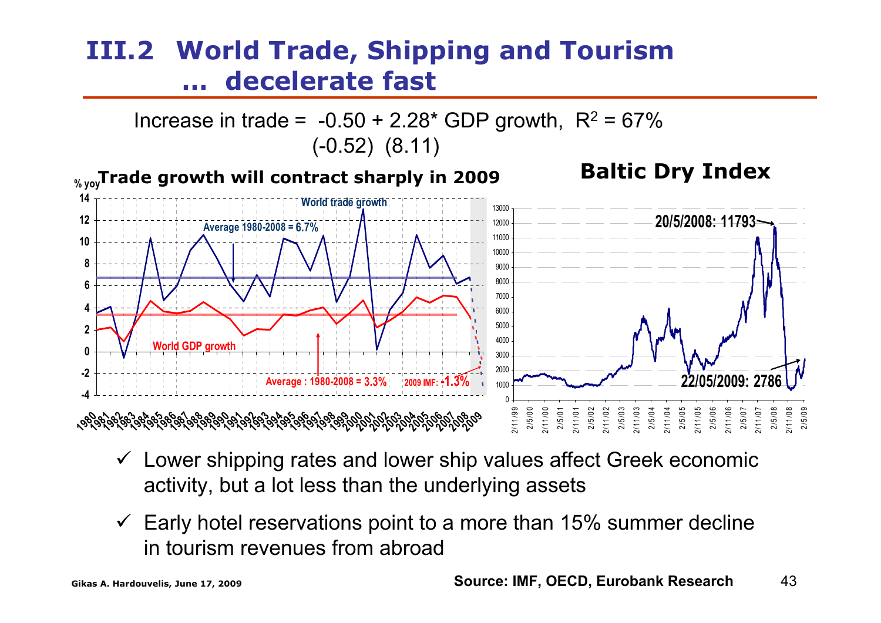# III.2 World Trade, Shipping and Tourism … decelerate fast

Increase in trade = -0.50 + 2.28* GDP growth, $R^2$ = 67%
(-0.52) (8.11)

**Trade growth will contract sharply in 2009**

% yoy

World trade growth

Average 1980-2008 = 6.7%

World GDP growth

Average : 1980-2008 = 3.3%

2009 IMF: -1.3%

**Baltic Dry Index**

20/5/2008: 11793

22/05/2009: 2786

- ✓ Lower shipping rates and lower ship values affect Greek economic activity, but a lot less than the underlying assets
- ✓ Early hotel reservations point to a more than 15% summer decline in tourism revenues from abroad

Gikas A. Hardouvelis, June 17, 2009

**Source: IMF, OECD, Eurobank Research**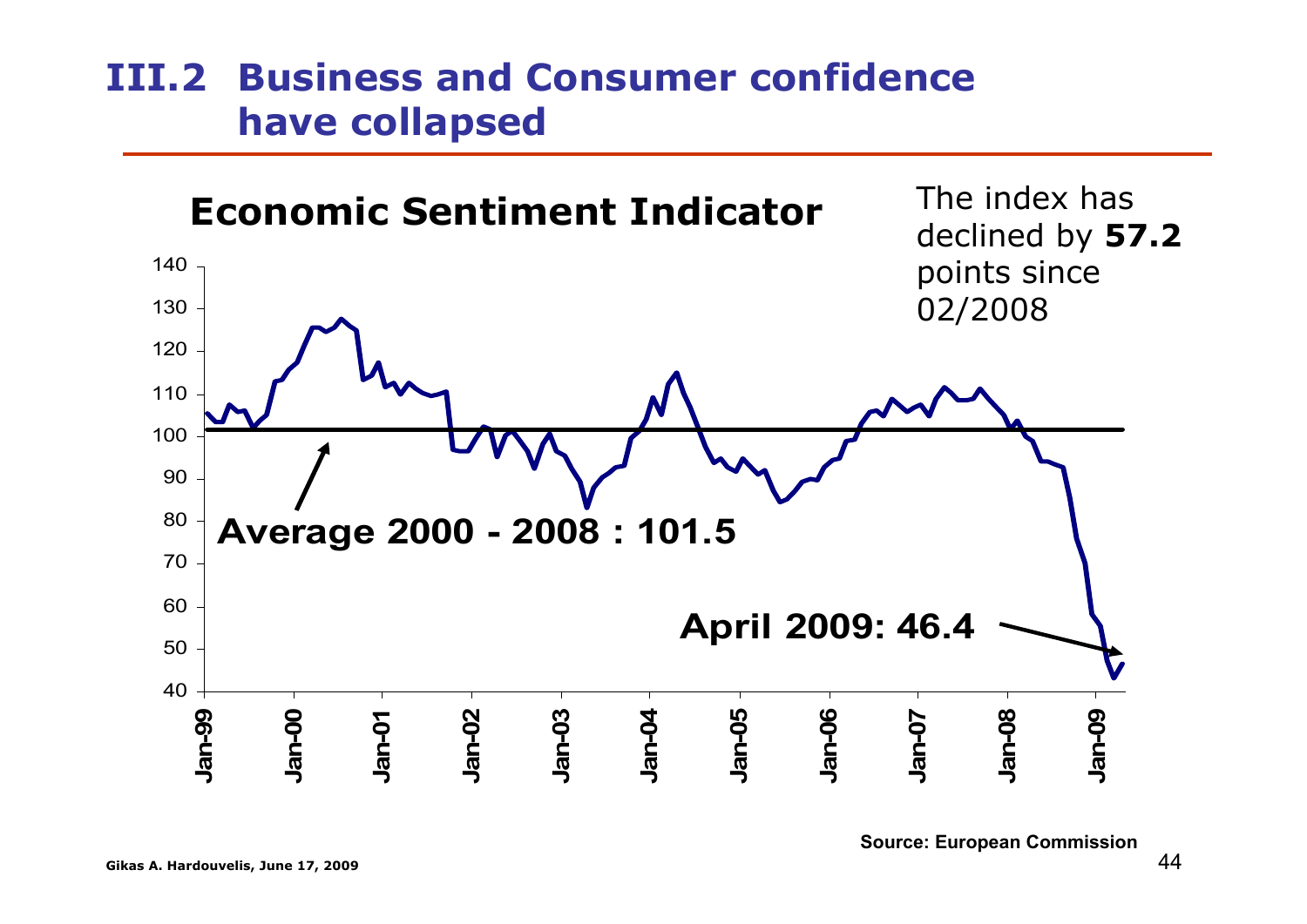# III.2 Business and Consumer confidence have collapsed

**Economic Sentiment Indicator**

The index has declined by **57.2** points since 02/2008

**Average 2000 - 2008 : 101.5**

**April 2009: 46.4**

**Source: European Commission**

**Gikas A. Hardouvelis, June 17, 2009**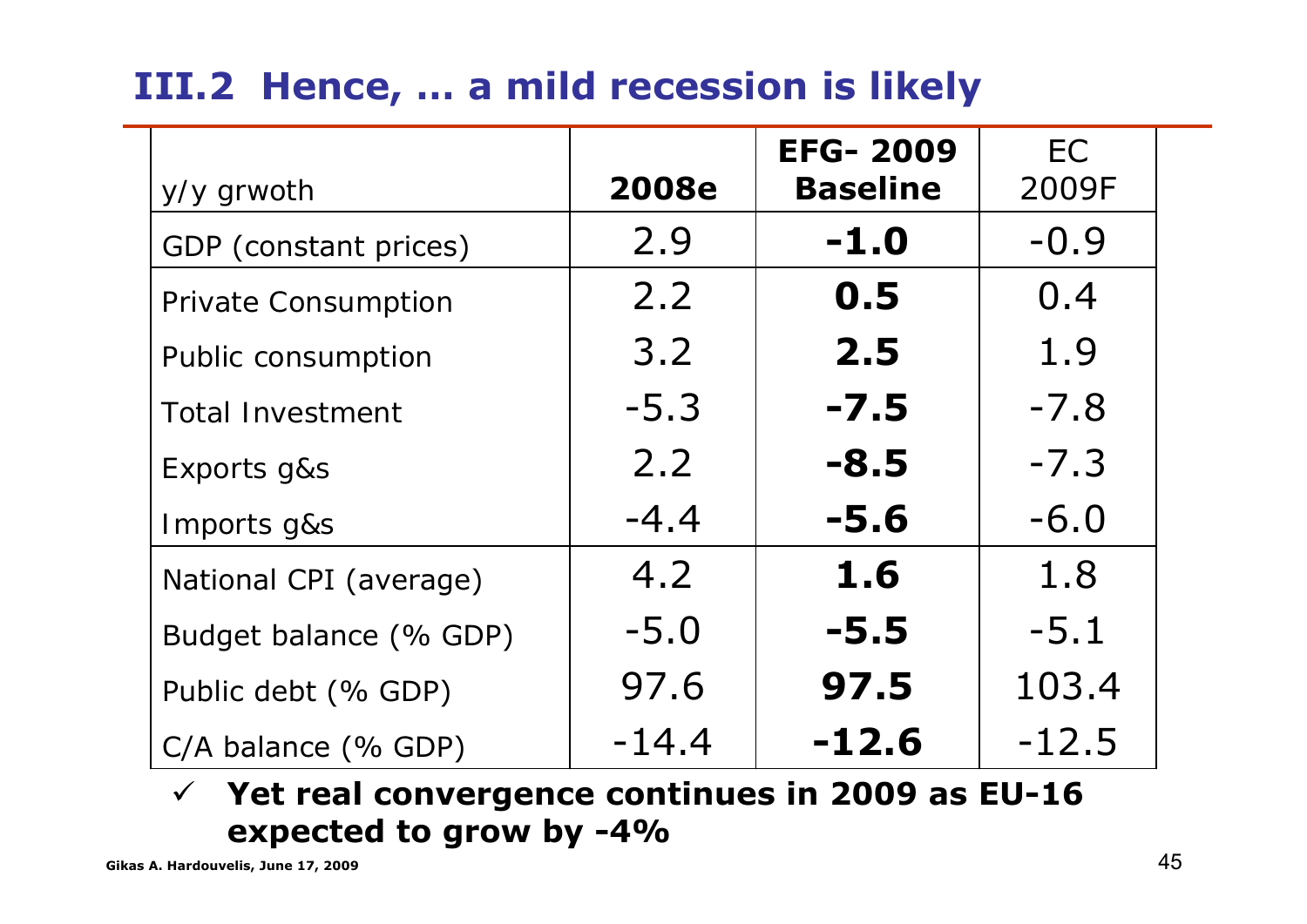## III.2 Hence, … a mild recession is likely

| y/y grwoth | **2008e** | **EFG- 2009 Baseline** | EC 2009F |
|---|---|---|---|
| GDP (constant prices) | 2.9 | **-1.0** | -0.9 |
| Private Consumption | 2.2 | **0.5** | 0.4 |
| Public consumption | 3.2 | **2.5** | 1.9 |
| Total Investment | -5.3 | **-7.5** | -7.8 |
| Exports g&s | 2.2 | **-8.5** | -7.3 |
| Imports g&s | -4.4 | **-5.6** | -6.0 |
| National CPI (average) | 4.2 | **1.6** | 1.8 |
| Budget balance (% GDP) | -5.0 | **-5.5** | -5.1 |
| Public debt (% GDP) | 97.6 | **97.5** | 103.4 |
| C/A balance (% GDP) | -14.4 | **-12.6** | -12.5 |

- ✓ **Yet real convergence continues in 2009 as EU-16 expected to grow by -4%**

Gikas A. Hardouvelis, June 17, 2009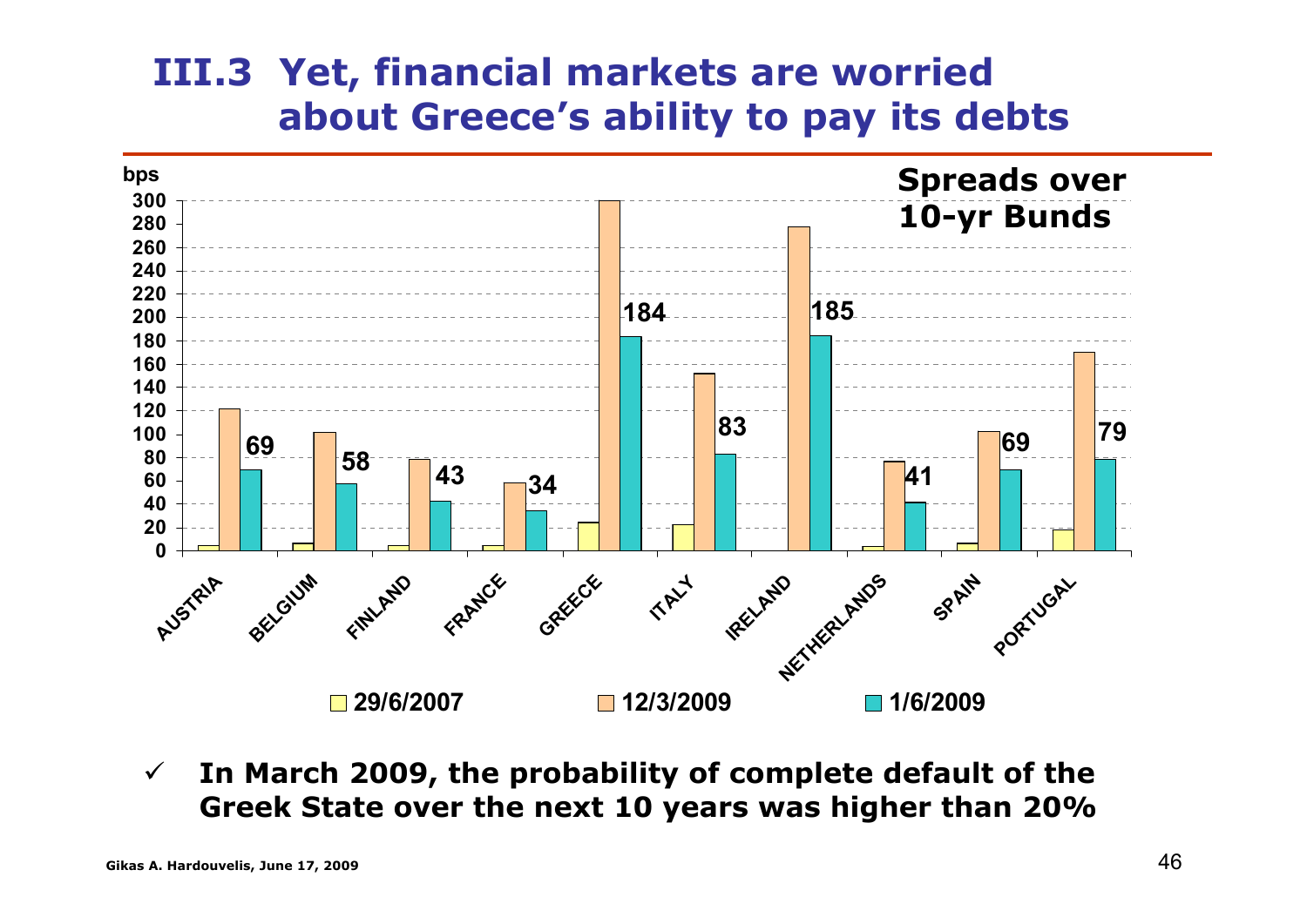## III.3 Yet, financial markets are worried about Greece's ability to pay its debts

**Spreads over 10-yr Bunds** (bps)

| Country | 29/6/2007 | 12/3/2009 | 1/6/2009 |
|---|---|---|---|
| AUSTRIA | | | 69 |
| BELGIUM | | | 58 |
| FINLAND | | | 43 |
| FRANCE | | | 34 |
| GREECE | | | 184 |
| ITALY | | | 83 |
| IRELAND | | | 185 |
| NETHERLANDS | | | 41 |
| SPAIN | | | 69 |
| PORTUGAL | | | 79 |

- ✓ **In March 2009, the probability of complete default of the Greek State over the next 10 years was higher than 20%**

Gikas A. Hardouvelis, June 17, 2009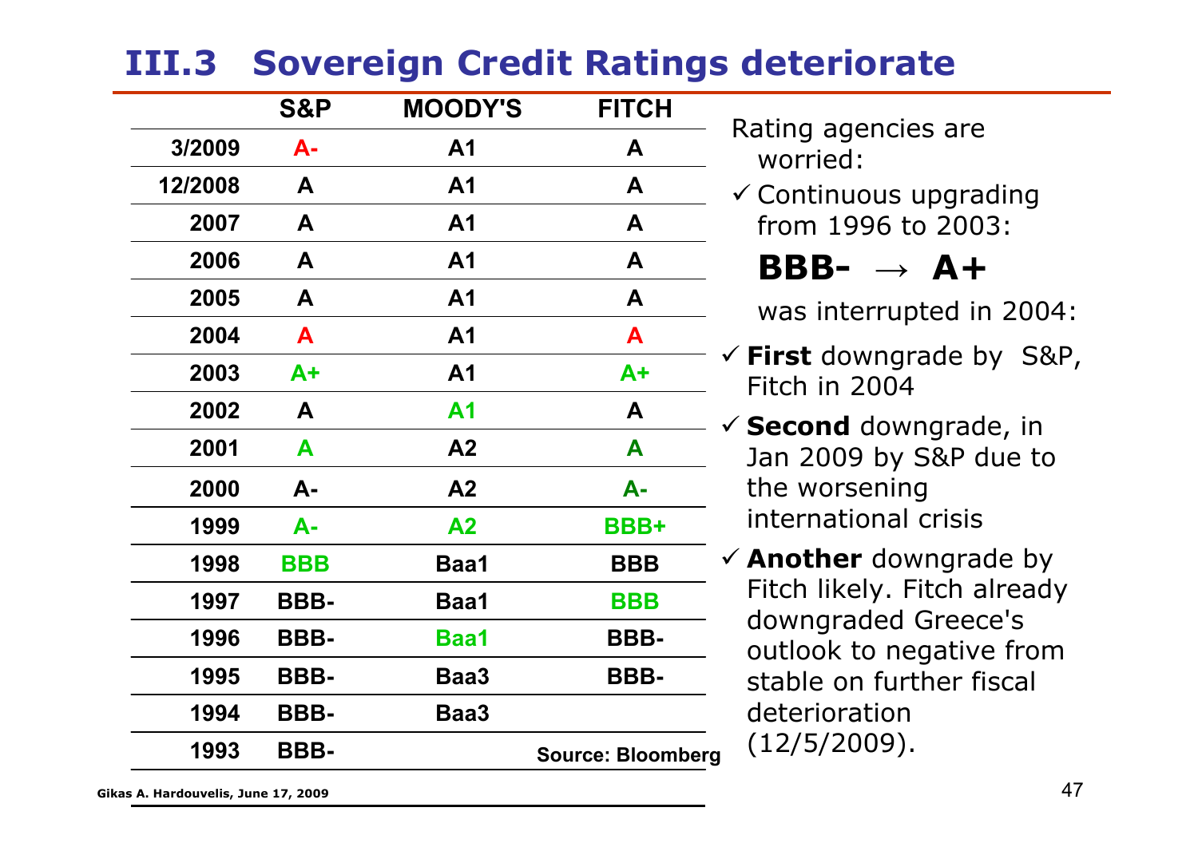## III.3 Sovereign Credit Ratings deteriorate

| | S&P | MOODY'S | FITCH |
|---|---|---|---|
| 3/2009 | A- | A1 | A |
| 12/2008 | A | A1 | A |
| 2007 | A | A1 | A |
| 2006 | A | A1 | A |
| 2005 | A | A1 | A |
| 2004 | A | A1 | A |
| 2003 | A+ | A1 | A+ |
| 2002 | A | A1 | A |
| 2001 | A | A2 | A |
| 2000 | A- | A2 | A- |
| 1999 | A- | A2 | BBB+ |
| 1998 | BBB | Baa1 | BBB |
| 1997 | BBB- | Baa1 | BBB |
| 1996 | BBB- | Baa1 | BBB- |
| 1995 | BBB- | Baa3 | BBB- |
| 1994 | BBB- | Baa3 | |
| 1993 | BBB- | | |

Source: Bloomberg

Rating agencies are worried:

- ✓ Continuous upgrading from 1996 to 2003:

  **BBB- → A+**

  was interrupted in 2004:

- ✓ **First** downgrade by S&P, Fitch in 2004
- ✓ **Second** downgrade, in Jan 2009 by S&P due to the worsening international crisis
- ✓ **Another** downgrade by Fitch likely. Fitch already downgraded Greece's outlook to negative from stable on further fiscal deterioration (12/5/2009).

Gikas A. Hardouvelis, June 17, 2009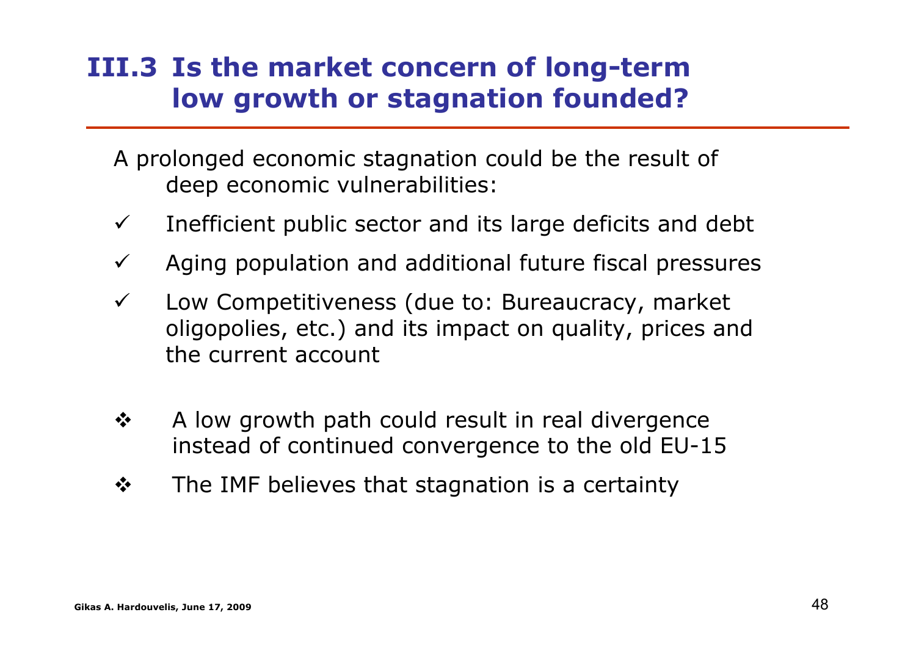## III.3 Is the market concern of long-term low growth or stagnation founded?

A prolonged economic stagnation could be the result of deep economic vulnerabilities:

- ✓ Inefficient public sector and its large deficits and debt
- ✓ Aging population and additional future fiscal pressures
- ✓ Low Competitiveness (due to: Bureaucracy, market oligopolies, etc.) and its impact on quality, prices and the current account

- ❖ A low growth path could result in real divergence instead of continued convergence to the old EU-15
- ❖ The IMF believes that stagnation is a certainty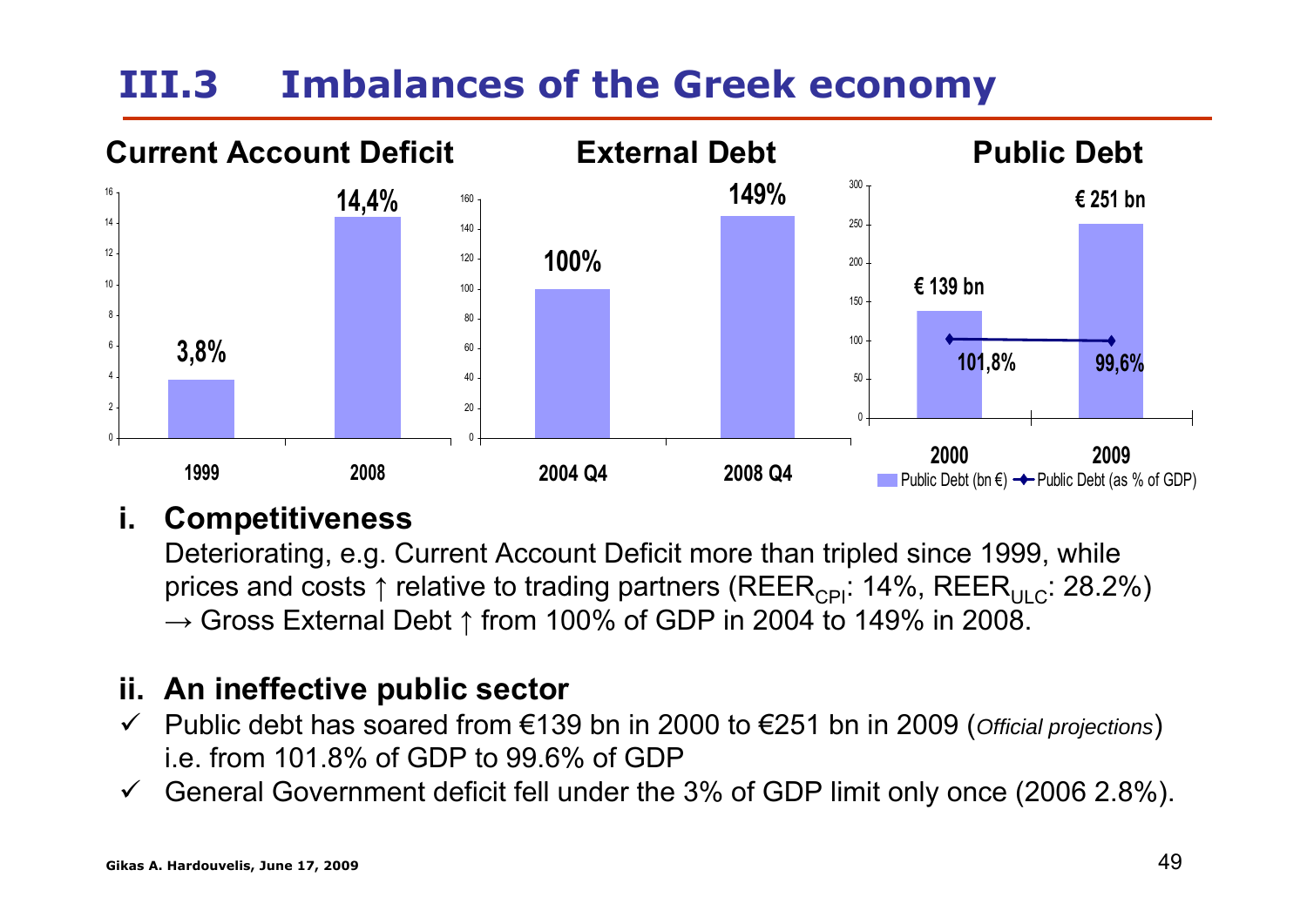# III.3 Imbalances of the Greek economy

**Current Account Deficit**

| Year | Value |
|---|---|
| 1999 | 3,8% |
| 2008 | 14,4% |

**External Debt**

| Period | Value |
|---|---|
| 2004 Q4 | 100% |
| 2008 Q4 | 149% |

**Public Debt**

| Year | Public Debt (bn €) | Public Debt (as % of GDP) |
|---|---|---|
| 2000 | € 139 bn | 101,8% |
| 2009 | € 251 bn | 99,6% |

## i. Competitiveness

Deteriorating, e.g. Current Account Deficit more than tripled since 1999, while prices and costs ↑ relative to trading partners ($REER_{CPI}$: 14%, $REER_{ULC}$: 28.2%)
→ Gross External Debt ↑ from 100% of GDP in 2004 to 149% in 2008.

## ii. An ineffective public sector

- ✓ Public debt has soared from €139 bn in 2000 to €251 bn in 2009 (*Official projections*) i.e. from 101.8% of GDP to 99.6% of GDP
- ✓ General Government deficit fell under the 3% of GDP limit only once (2006 2.8%).

Gikas A. Hardouvelis, June 17, 2009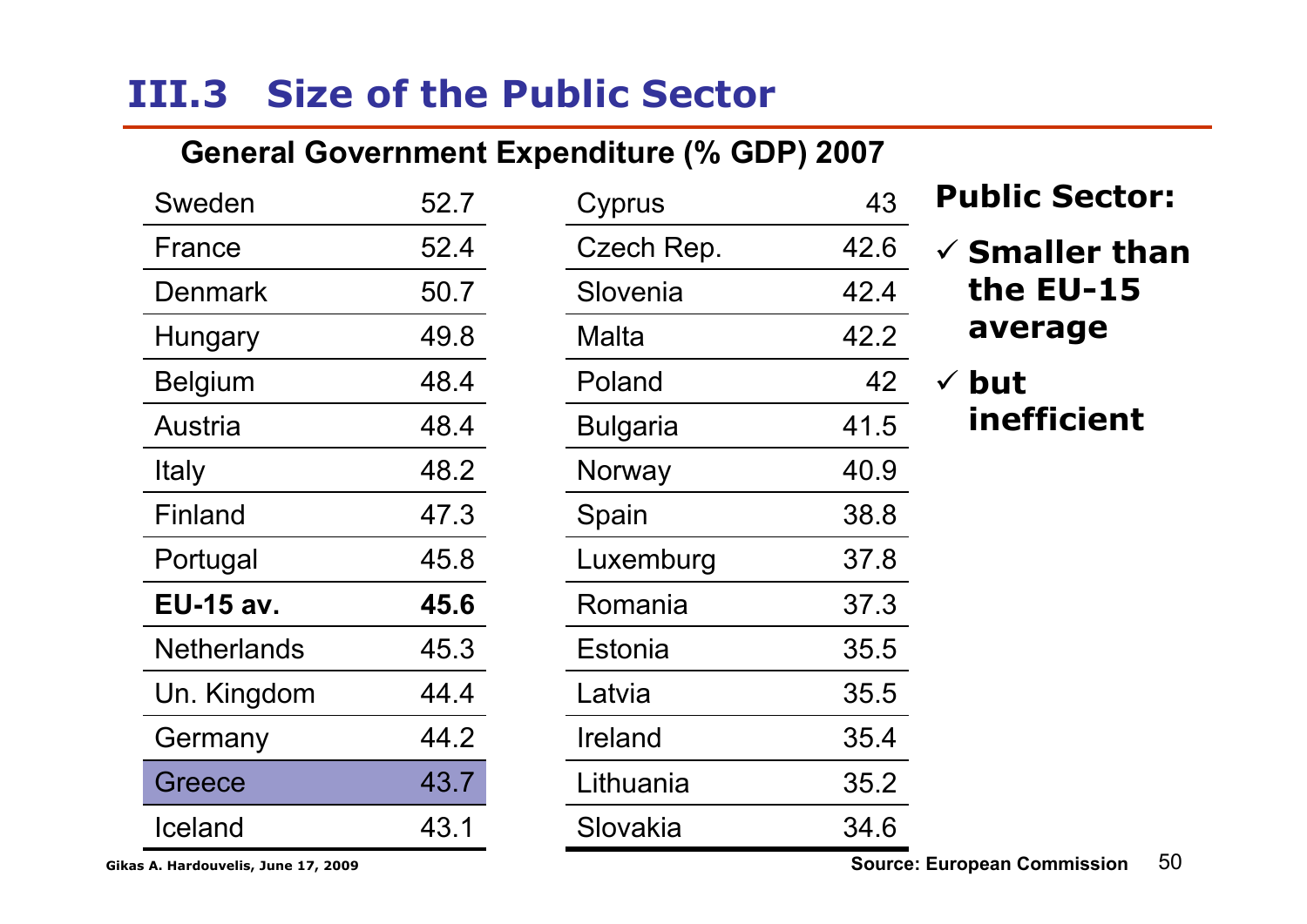# III.3 Size of the Public Sector

**General Government Expenditure (% GDP) 2007**

| Country | % GDP |
|---|---|
| Sweden | 52.7 |
| France | 52.4 |
| Denmark | 50.7 |
| Hungary | 49.8 |
| Belgium | 48.4 |
| Austria | 48.4 |
| Italy | 48.2 |
| Finland | 47.3 |
| Portugal | 45.8 |
| **EU-15 av.** | **45.6** |
| Netherlands | 45.3 |
| Un. Kingdom | 44.4 |
| Germany | 44.2 |
| Greece | 43.7 |
| Iceland | 43.1 |
| Cyprus | 43 |
| Czech Rep. | 42.6 |
| Slovenia | 42.4 |
| Malta | 42.2 |
| Poland | 42 |
| Bulgaria | 41.5 |
| Norway | 40.9 |
| Spain | 38.8 |
| Luxemburg | 37.8 |
| Romania | 37.3 |
| Estonia | 35.5 |
| Latvia | 35.5 |
| Ireland | 35.4 |
| Lithuania | 35.2 |
| Slovakia | 34.6 |

**Public Sector:**

- ✓ **Smaller than the EU-15 average**
- ✓ **but inefficient**

Gikas A. Hardouvelis, June 17, 2009

Source: European Commission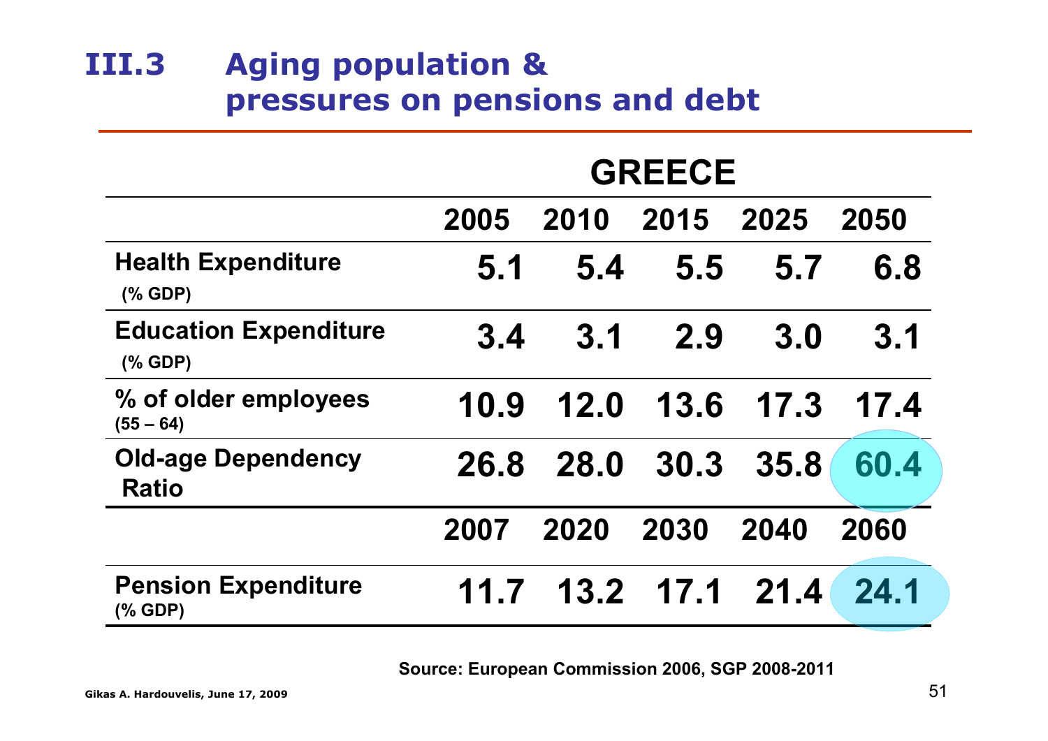# III.3 Aging population & pressures on pensions and debt

| | GREECE | | | | |
|---|---|---|---|---|---|
| | **2005** | **2010** | **2015** | **2025** | **2050** |
| **Health Expenditure** (% GDP) | 5.1 | 5.4 | 5.5 | 5.7 | 6.8 |
| **Education Expenditure** (% GDP) | 3.4 | 3.1 | 2.9 | 3.0 | 3.1 |
| **% of older employees** (55 – 64) | 10.9 | 12.0 | 13.6 | 17.3 | 17.4 |
| **Old-age Dependency Ratio** | 26.8 | 28.0 | 30.3 | 35.8 | 60.4 |
| | **2007** | **2020** | **2030** | **2040** | **2060** |
| **Pension Expenditure** (% GDP) | 11.7 | 13.2 | 17.1 | 21.4 | 24.1 |

**Source: European Commission 2006, SGP 2008-2011**

Gikas A. Hardouvelis, June 17, 2009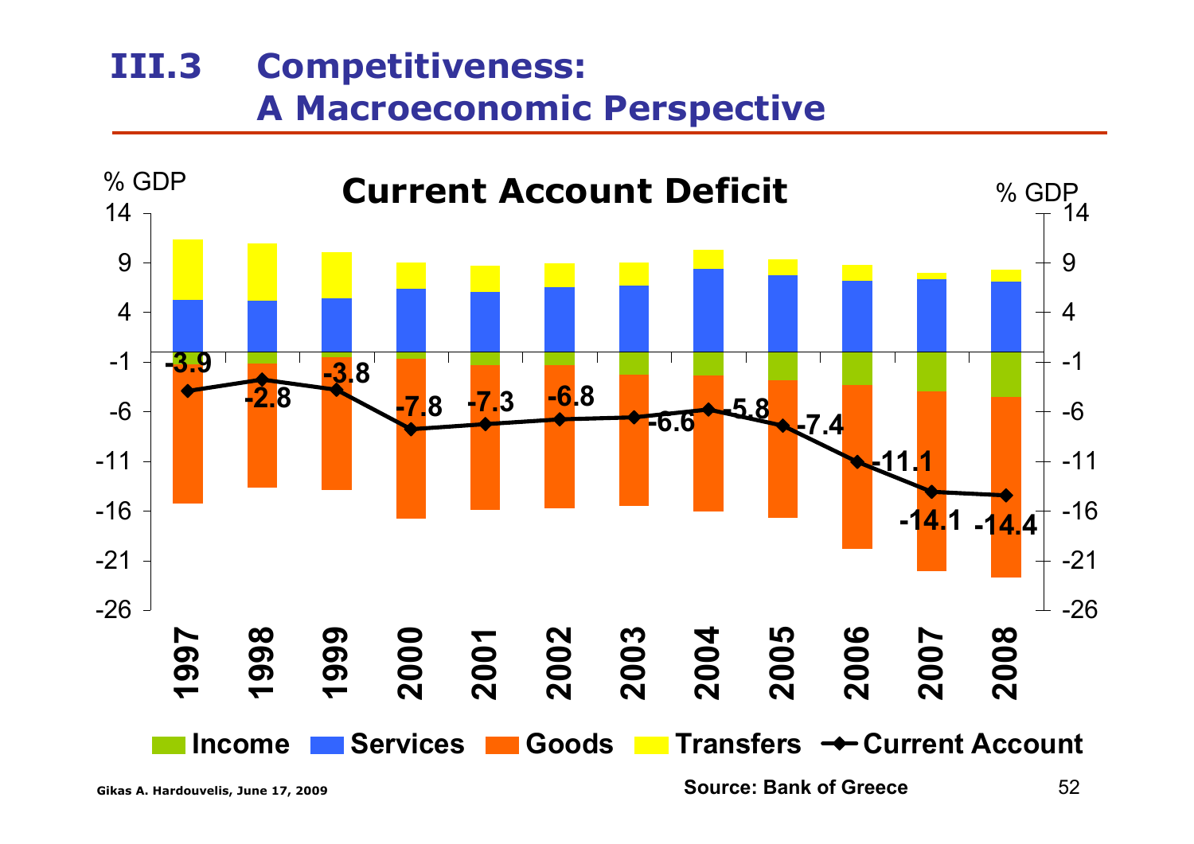# III.3 Competitiveness: A Macroeconomic Perspective

**Current Account Deficit**

% GDP

| Year | Current Account (% GDP) |
|---|---|
| 1997 | -3.9 |
| 1998 | -2.8 |
| 1999 | -3.8 |
| 2000 | -7.8 |
| 2001 | -7.3 |
| 2002 | -6.8 |
| 2003 | -6.6 |
| 2004 | -5.8 |
| 2005 | -7.4 |
| 2006 | -11.1 |
| 2007 | -14.1 |
| 2008 | -14.4 |

Income, Services, Goods, Transfers, Current Account

Source: Bank of Greece

Gikas A. Hardouvelis, June 17, 2009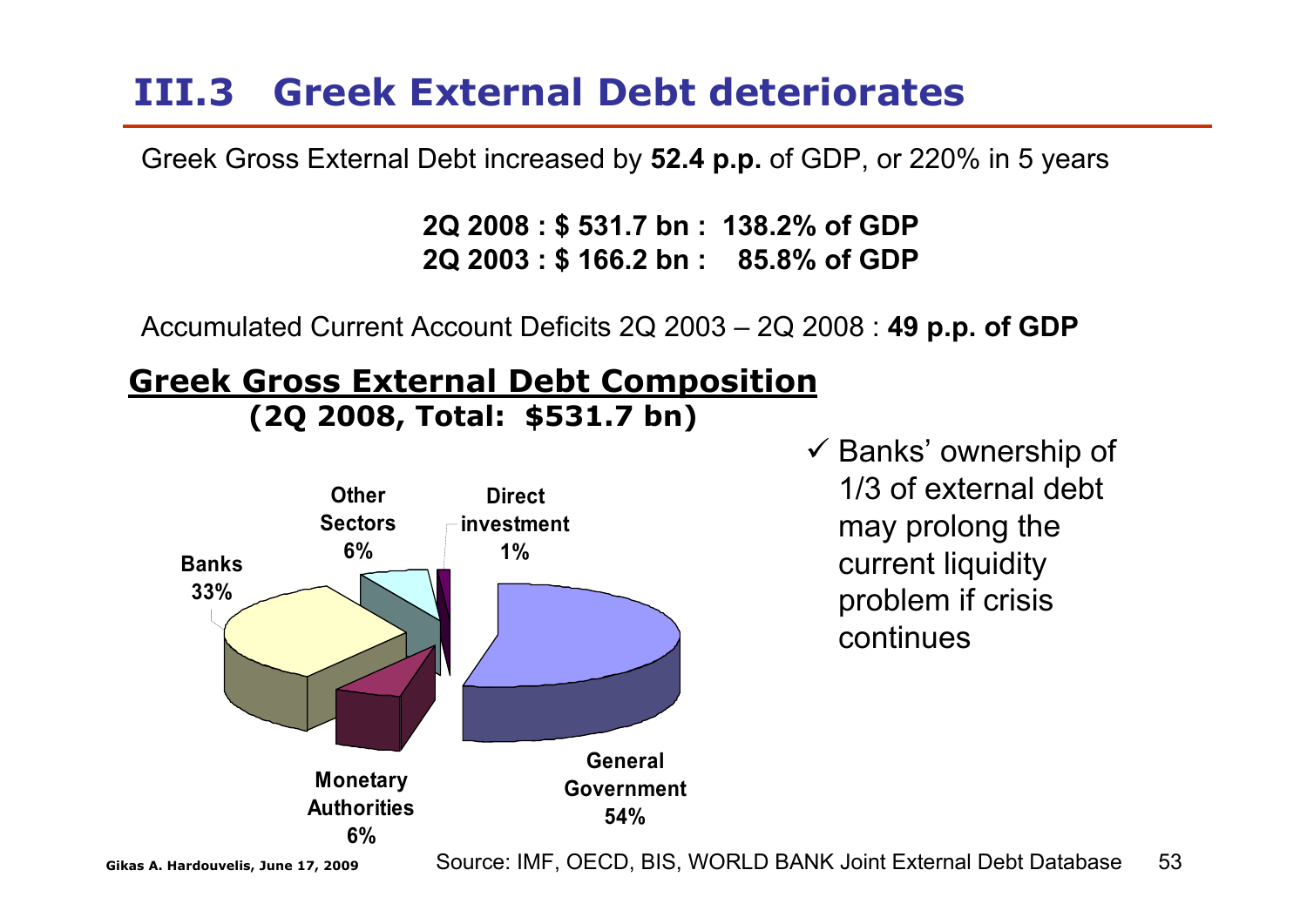# III.3 Greek External Debt deteriorates

Greek Gross External Debt increased by **52.4 p.p.** of GDP, or 220% in 5 years

**2Q 2008 : $ 531.7 bn : 138.2% of GDP**
**2Q 2003 : $ 166.2 bn : 85.8% of GDP**

Accumulated Current Account Deficits 2Q 2003 – 2Q 2008 : **49 p.p. of GDP**

## Greek Gross External Debt Composition
**(2Q 2008, Total: $531.7 bn)**

| Sector | Share |
|---|---|
| General Government | 54% |
| Banks | 33% |
| Other Sectors | 6% |
| Monetary Authorities | 6% |
| Direct investment | 1% |

- ✓ Banks' ownership of 1/3 of external debt may prolong the current liquidity problem if crisis continues

Source: IMF, OECD, BIS, WORLD BANK Joint External Debt Database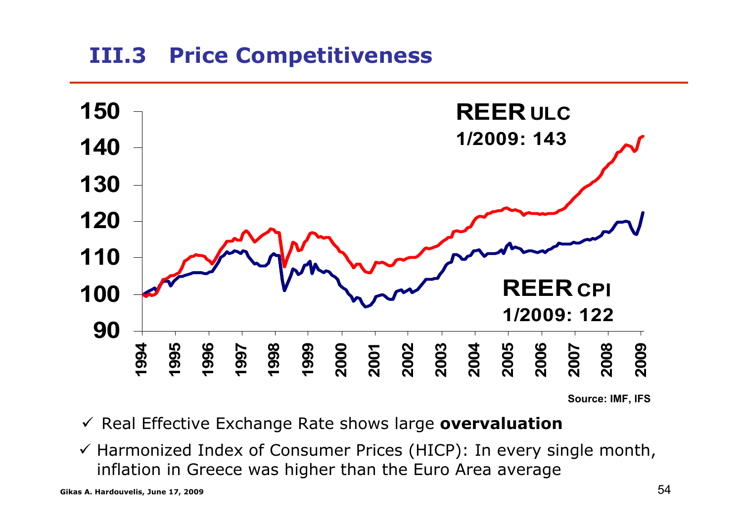## III.3 Price Competitiveness

REER ULC
1/2009: 143

REER CPI
1/2009: 122

Source: IMF, IFS

- ✓ Real Effective Exchange Rate shows large **overvaluation**
- ✓ Harmonized Index of Consumer Prices (HICP): In every single month, inflation in Greece was higher than the Euro Area average

Gikas A. Hardouvelis, June 17, 2009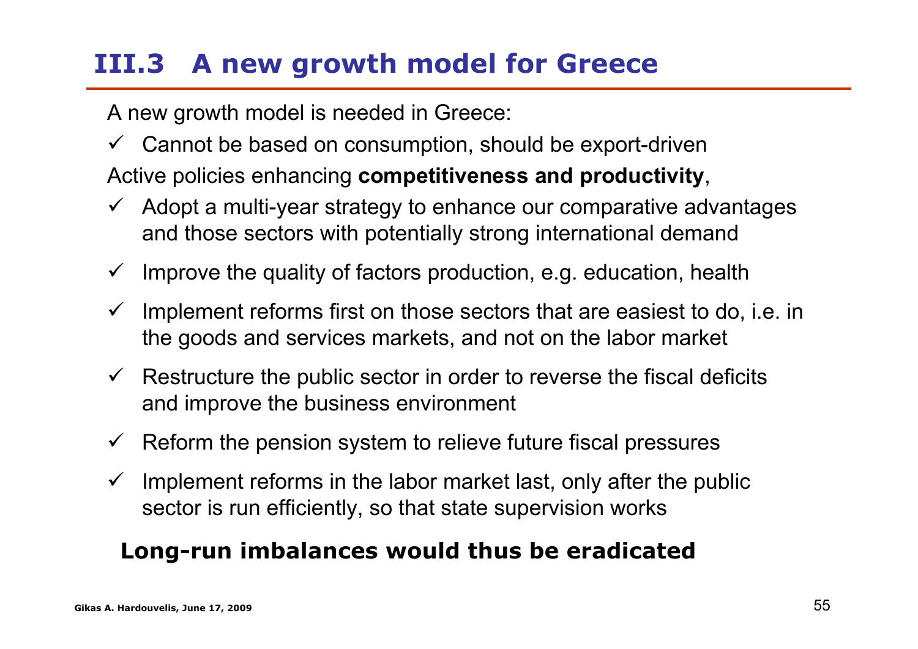# III.3 A new growth model for Greece

A new growth model is needed in Greece:

- ✓ Cannot be based on consumption, should be export-driven

Active policies enhancing **competitiveness and productivity**,

- ✓ Adopt a multi-year strategy to enhance our comparative advantages and those sectors with potentially strong international demand
- ✓ Improve the quality of factors production, e.g. education, health
- ✓ Implement reforms first on those sectors that are easiest to do, i.e. in the goods and services markets, and not on the labor market
- ✓ Restructure the public sector in order to reverse the fiscal deficits and improve the business environment
- ✓ Reform the pension system to relieve future fiscal pressures
- ✓ Implement reforms in the labor market last, only after the public sector is run efficiently, so that state supervision works

**Long-run imbalances would thus be eradicated**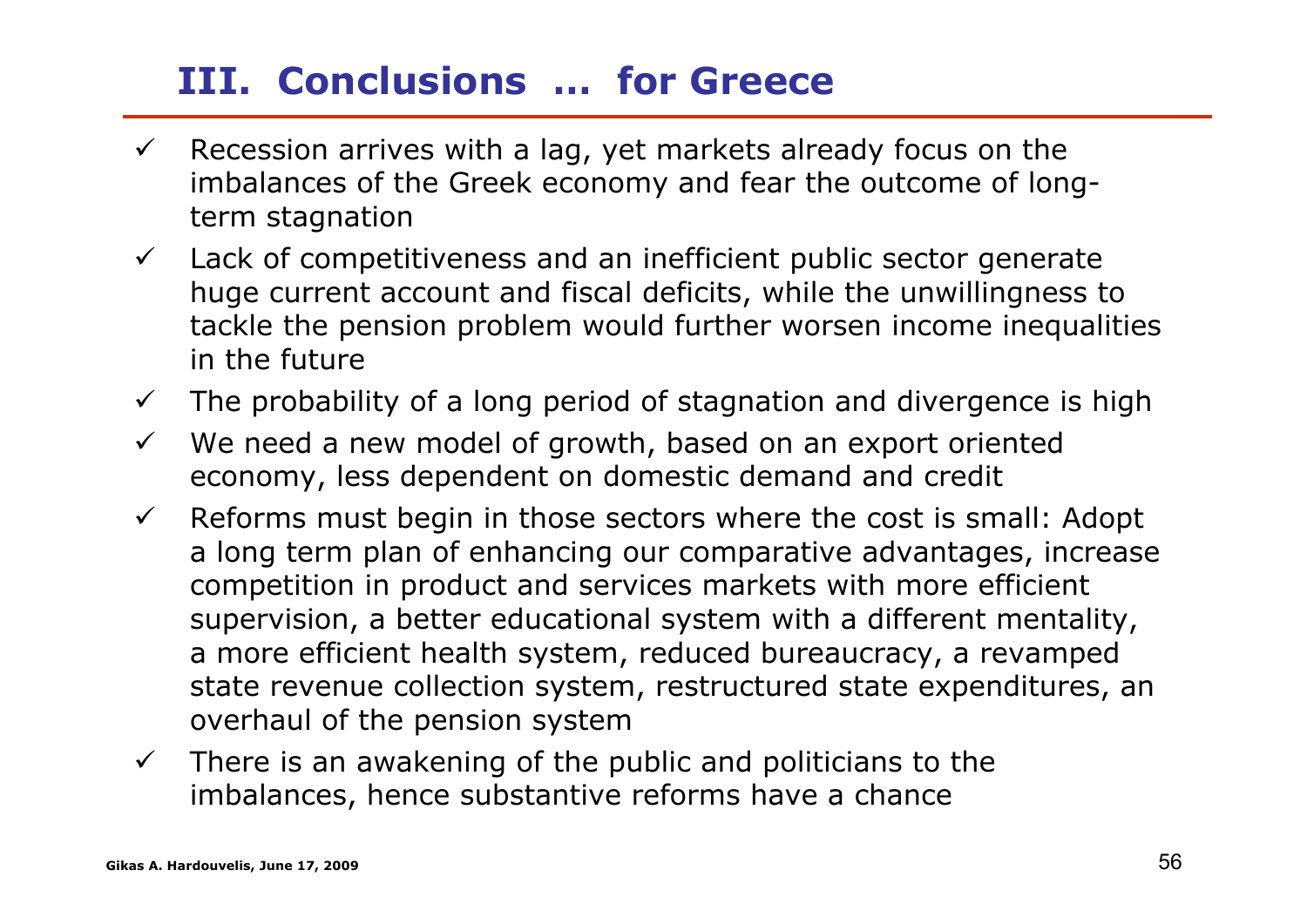# III. Conclusions ... for Greece

- ✓ Recession arrives with a lag, yet markets already focus on the imbalances of the Greek economy and fear the outcome of long-term stagnation
- ✓ Lack of competitiveness and an inefficient public sector generate huge current account and fiscal deficits, while the unwillingness to tackle the pension problem would further worsen income inequalities in the future
- ✓ The probability of a long period of stagnation and divergence is high
- ✓ We need a new model of growth, based on an export oriented economy, less dependent on domestic demand and credit
- ✓ Reforms must begin in those sectors where the cost is small: Adopt a long term plan of enhancing our comparative advantages, increase competition in product and services markets with more efficient supervision, a better educational system with a different mentality, a more efficient health system, reduced bureaucracy, a revamped state revenue collection system, restructured state expenditures, an overhaul of the pension system
- ✓ There is an awakening of the public and politicians to the imbalances, hence substantive reforms have a chance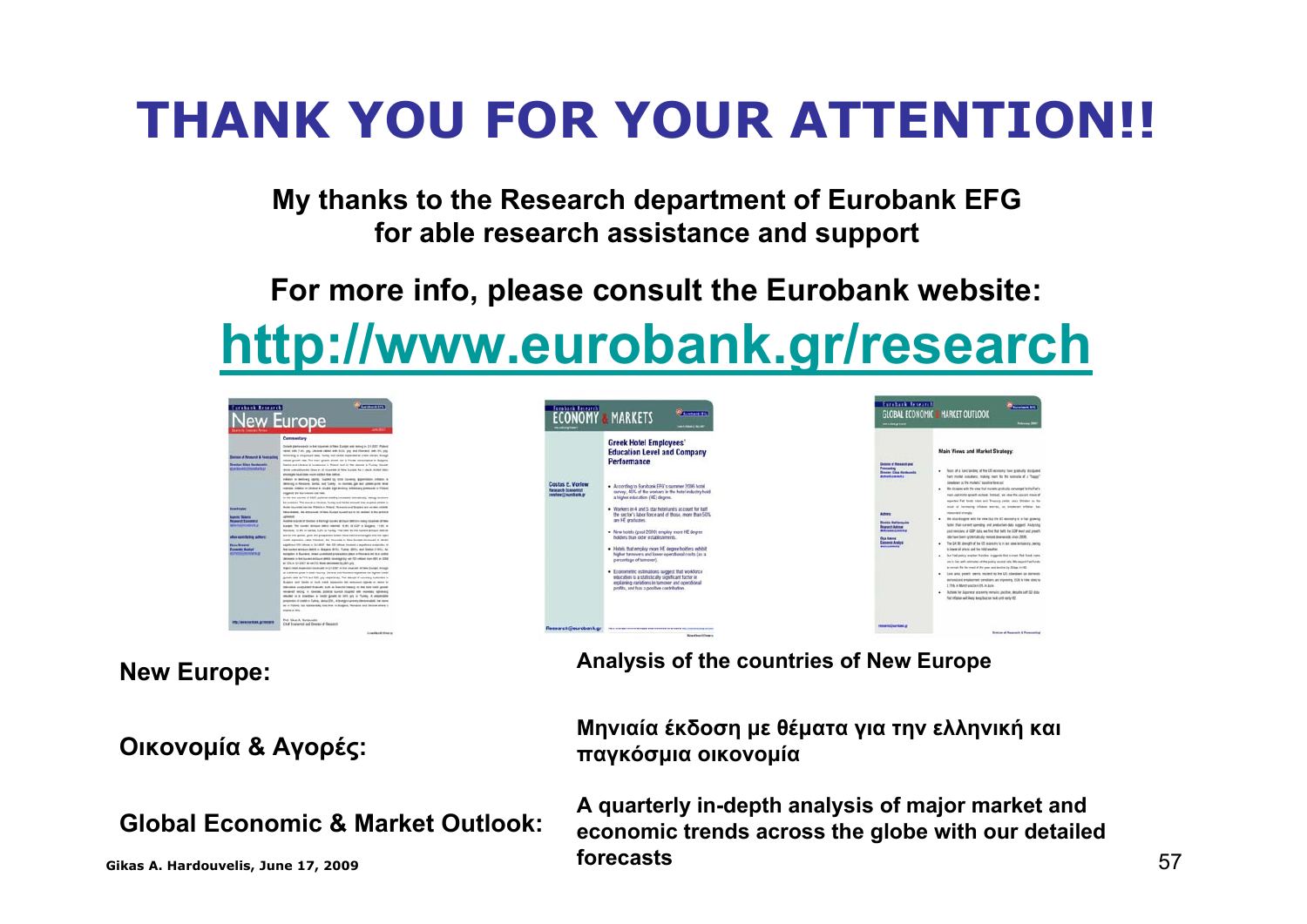# THANK YOU FOR YOUR ATTENTION!!

**My thanks to the Research department of Eurobank EFG for able research assistance and support**

**For more info, please consult the Eurobank website:**

## http://www.eurobank.gr/research

**New Europe:** Analysis of the countries of New Europe

**Οικονομία & Αγορές:** Μηνιαία έκδοση με θέματα για την ελληνική και παγκόσμια οικονομία

**Global Economic & Market Outlook:** A quarterly in-depth analysis of major market and economic trends across the globe with our detailed forecasts

Gikas A. Hardouvelis, June 17, 2009